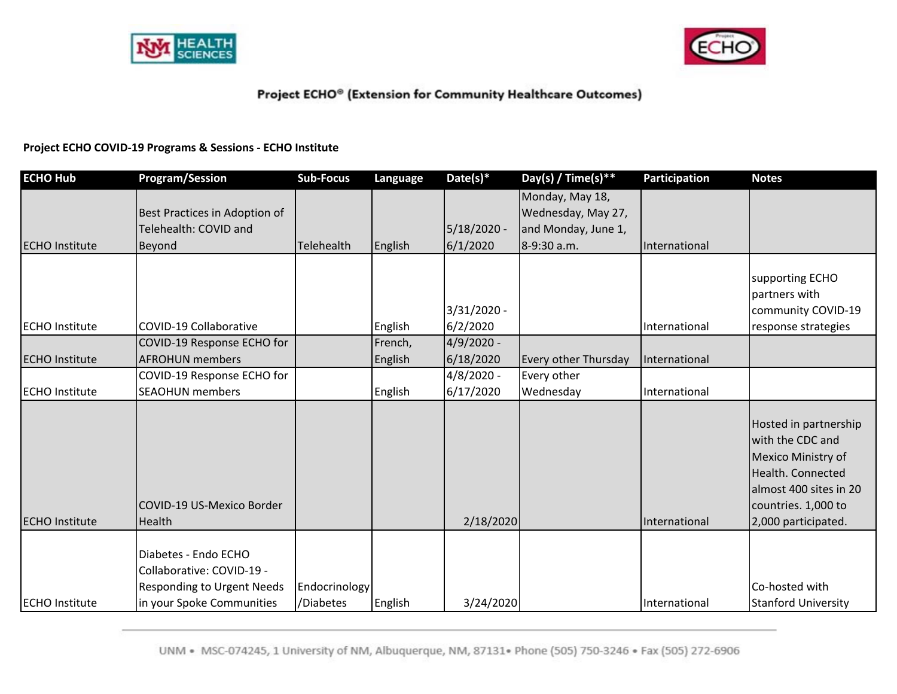# Project ECHO® (Extension for Community Healthcare Outcomes)

**Project ECHO COVID-19 Programs & Sessions - ECHO Institute**

| ECHO Hub | Program/Session | Sub-Focus | Language | Date(s)* | Day(s) / Time(s)** | Participation | Notes |
|---|---|---|---|---|---|---|---|
| ECHO Institute | Best Practices in Adoption of Telehealth: COVID and Beyond | Telehealth | English | 5/18/2020 - 6/1/2020 | Monday, May 18, Wednesday, May 27, and Monday, June 1, 8-9:30 a.m. | International | |
| ECHO Institute | COVID-19 Collaborative | | English | 3/31/2020 - 6/2/2020 | | International | supporting ECHO partners with community COVID-19 response strategies |
| ECHO Institute | COVID-19 Response ECHO for AFROHUN members | | French, English | 4/9/2020 - 6/18/2020 | Every other Thursday | International | |
| ECHO Institute | COVID-19 Response ECHO for SEAOHUN members | | English | 4/8/2020 - 6/17/2020 | Every other Wednesday | International | |
| ECHO Institute | COVID-19 US-Mexico Border Health | | | 2/18/2020 | | International | Hosted in partnership with the CDC and Mexico Ministry of Health. Connected almost 400 sites in 20 countries. 1,000 to 2,000 participated. |
| ECHO Institute | Diabetes - Endo ECHO Collaborative: COVID-19 - Responding to Urgent Needs in your Spoke Communities | Endocrinology /Diabetes | English | 3/24/2020 | | International | Co-hosted with Stanford University |

UNM • MSC-074245, 1 University of NM, Albuquerque, NM, 87131• Phone (505) 750-3246 • Fax (505) 272-6906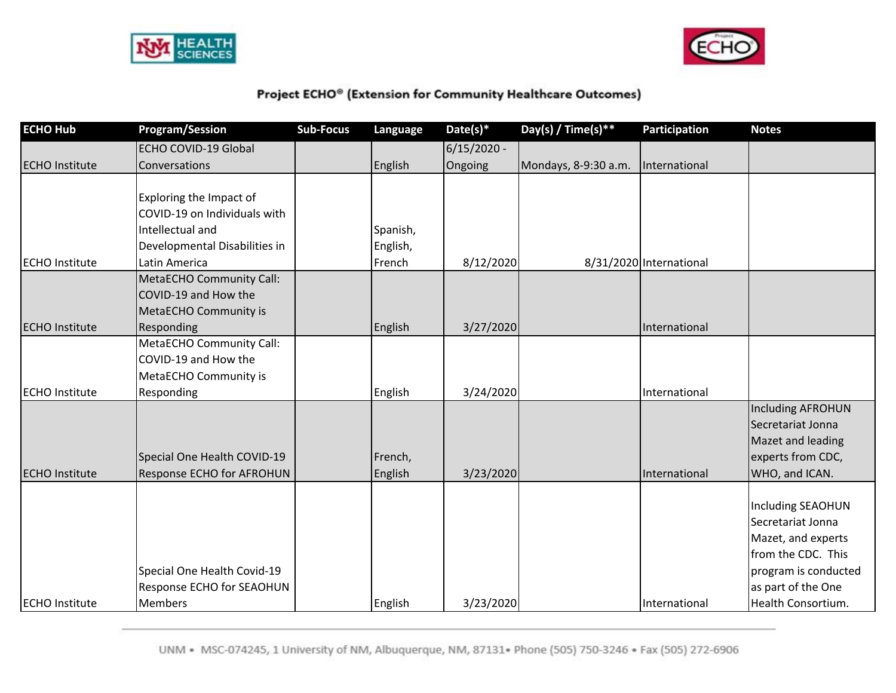# Project ECHO® (Extension for Community Healthcare Outcomes)

| ECHO Hub | Program/Session | Sub-Focus | Language | Date(s)* | Day(s) / Time(s)** | Participation | Notes |
|---|---|---|---|---|---|---|---|
| ECHO Institute | ECHO COVID-19 Global Conversations | | English | 6/15/2020 - Ongoing | Mondays, 8-9:30 a.m. | International | |
| ECHO Institute | Exploring the Impact of COVID-19 on Individuals with Intellectual and Developmental Disabilities in Latin America | | Spanish, English, French | 8/12/2020 | 8/31/2020 | International | |
| ECHO Institute | MetaECHO Community Call: COVID-19 and How the MetaECHO Community is Responding | | English | 3/27/2020 | | International | |
| ECHO Institute | MetaECHO Community Call: COVID-19 and How the MetaECHO Community is Responding | | English | 3/24/2020 | | International | |
| ECHO Institute | Special One Health COVID-19 Response ECHO for AFROHUN | | French, English | 3/23/2020 | | International | Including AFROHUN Secretariat Jonna Mazet and leading experts from CDC, WHO, and ICAN. |
| ECHO Institute | Special One Health Covid-19 Response ECHO for SEAOHUN Members | | English | 3/23/2020 | | International | Including SEAOHUN Secretariat Jonna Mazet, and experts from the CDC. This program is conducted as part of the One Health Consortium. |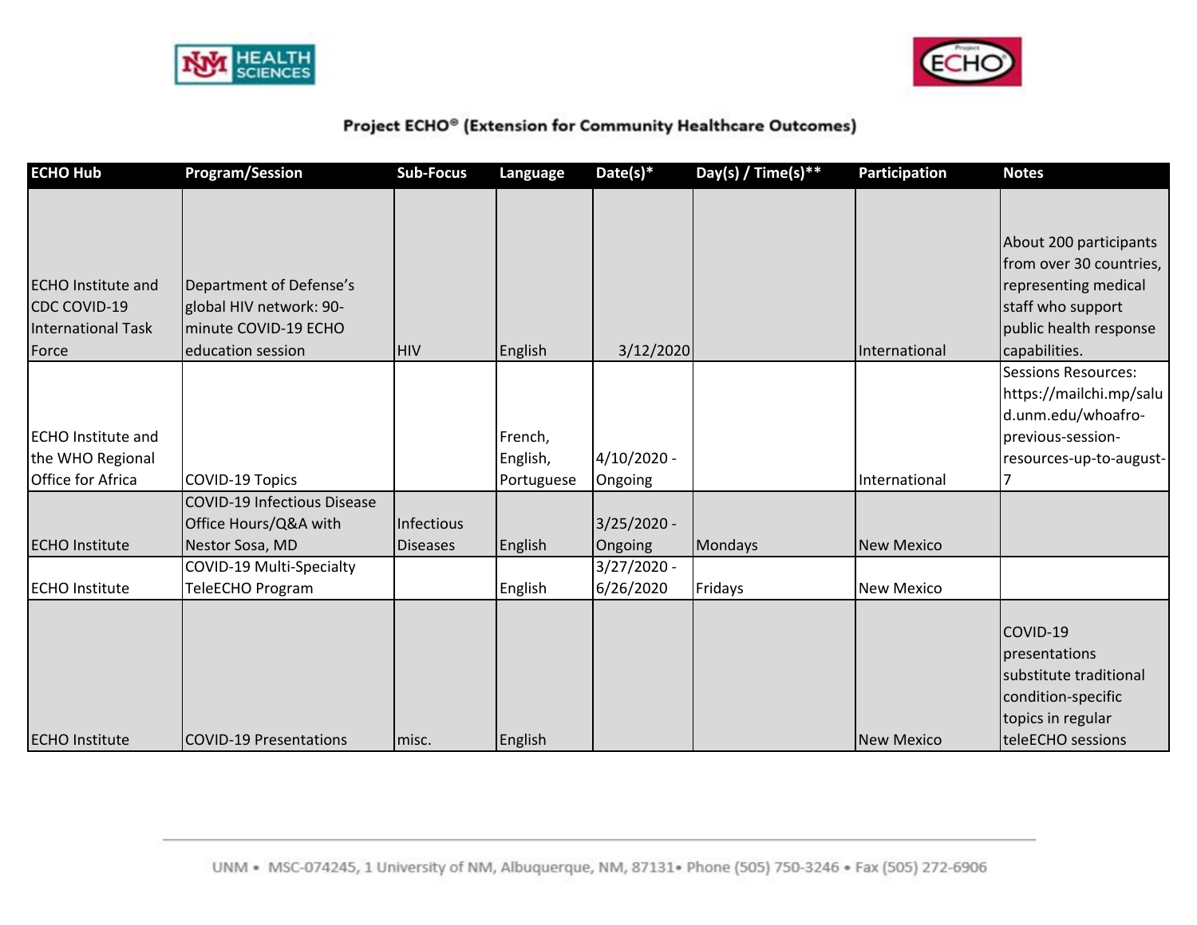**Project ECHO® (Extension for Community Healthcare Outcomes)**

| ECHO Hub | Program/Session | Sub-Focus | Language | Date(s)* | Day(s) / Time(s)** | Participation | Notes |
|---|---|---|---|---|---|---|---|
| ECHO Institute and CDC COVID-19 International Task Force | Department of Defense's global HIV network: 90-minute COVID-19 ECHO education session | HIV | English | 3/12/2020 | | International | About 200 participants from over 30 countries, representing medical staff who support public health response capabilities. |
| ECHO Institute and the WHO Regional Office for Africa | COVID-19 Topics | | French, English, Portuguese | 4/10/2020 - Ongoing | | International | Sessions Resources: https://mailchi.mp/salud.unm.edu/whoafro-previous-session-resources-up-to-august-7 |
| ECHO Institute | COVID-19 Infectious Disease Office Hours/Q&A with Nestor Sosa, MD | Infectious Diseases | English | 3/25/2020 - Ongoing | Mondays | New Mexico | |
| ECHO Institute | COVID-19 Multi-Specialty TeleECHO Program | | English | 3/27/2020 - 6/26/2020 | Fridays | New Mexico | |
| ECHO Institute | COVID-19 Presentations | misc. | English | | | New Mexico | COVID-19 presentations substitute traditional condition-specific topics in regular teleECHO sessions |

UNM • MSC-074245, 1 University of NM, Albuquerque, NM, 87131• Phone (505) 750-3246 • Fax (505) 272-6906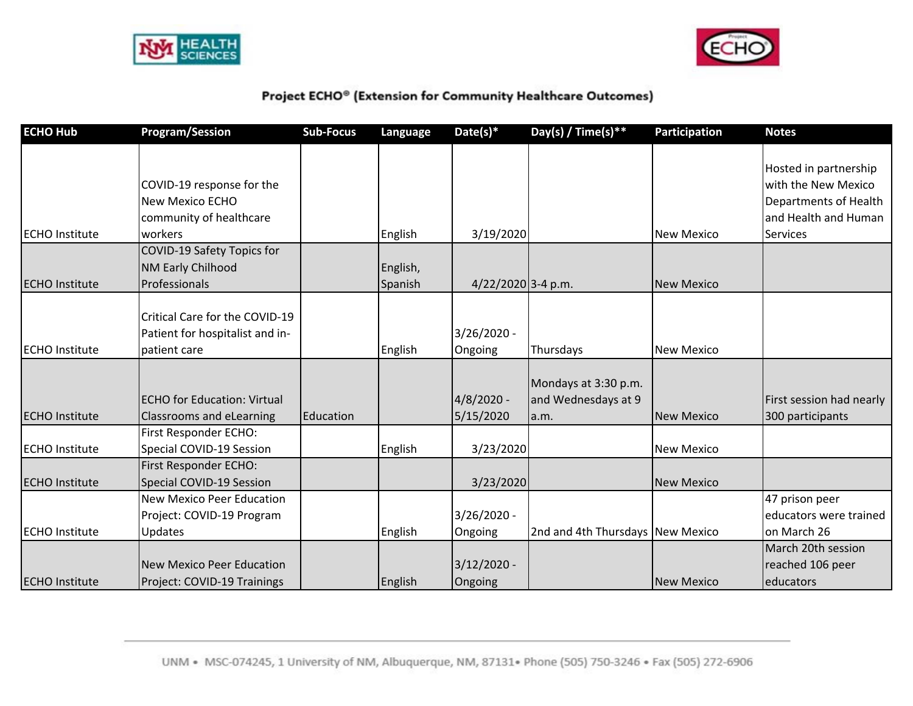## Project ECHO® (Extension for Community Healthcare Outcomes)

| ECHO Hub | Program/Session | Sub-Focus | Language | Date(s)* | Day(s) / Time(s)** | Participation | Notes |
|---|---|---|---|---|---|---|---|
| ECHO Institute | COVID-19 response for the New Mexico ECHO community of healthcare workers | | English | 3/19/2020 | | New Mexico | Hosted in partnership with the New Mexico Departments of Health and Health and Human Services |
| ECHO Institute | COVID-19 Safety Topics for NM Early Chilhood Professionals | | English, Spanish | 4/22/2020 | 3-4 p.m. | New Mexico | |
| ECHO Institute | Critical Care for the COVID-19 Patient for hospitalist and in-patient care | | English | 3/26/2020 - Ongoing | Thursdays | New Mexico | |
| ECHO Institute | ECHO for Education: Virtual Classrooms and eLearning | Education | | 4/8/2020 - 5/15/2020 | Mondays at 3:30 p.m. and Wednesdays at 9 a.m. | New Mexico | First session had nearly 300 participants |
| ECHO Institute | First Responder ECHO: Special COVID-19 Session | | English | 3/23/2020 | | New Mexico | |
| ECHO Institute | First Responder ECHO: Special COVID-19 Session | | | 3/23/2020 | | New Mexico | |
| ECHO Institute | New Mexico Peer Education Project: COVID-19 Program Updates | | English | 3/26/2020 - Ongoing | 2nd and 4th Thursdays | New Mexico | 47 prison peer educators were trained on March 26 |
| ECHO Institute | New Mexico Peer Education Project: COVID-19 Trainings | | English | 3/12/2020 - Ongoing | | New Mexico | March 20th session reached 106 peer educators |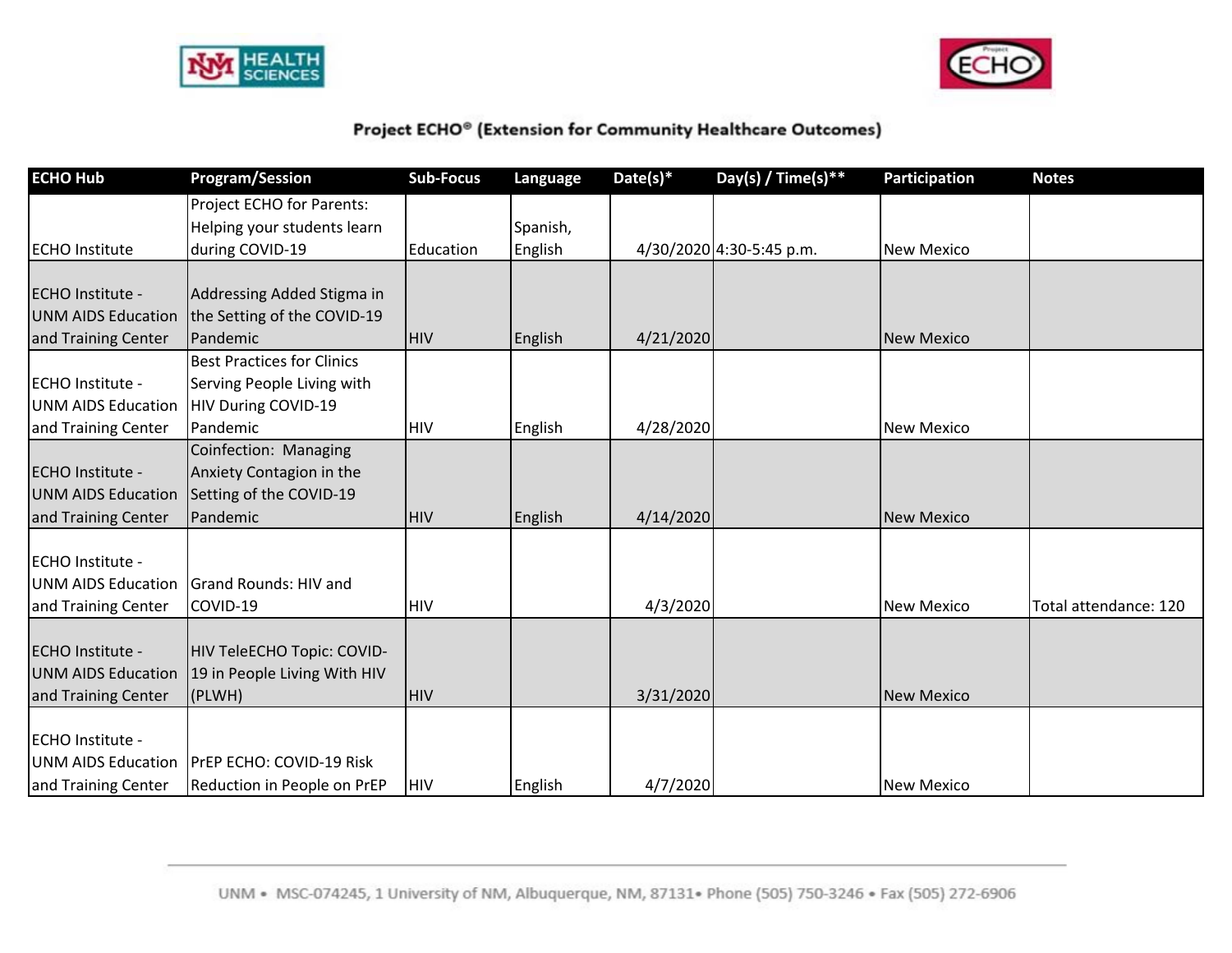## Project ECHO® (Extension for Community Healthcare Outcomes)

| ECHO Hub | Program/Session | Sub-Focus | Language | Date(s)* | Day(s) / Time(s)** | Participation | Notes |
|---|---|---|---|---|---|---|---|
| ECHO Institute | Project ECHO for Parents: Helping your students learn during COVID-19 | Education | Spanish, English | 4/30/2020 | 4:30-5:45 p.m. | New Mexico | |
| ECHO Institute - UNM AIDS Education and Training Center | Addressing Added Stigma in the Setting of the COVID-19 Pandemic | HIV | English | 4/21/2020 | | New Mexico | |
| ECHO Institute - UNM AIDS Education and Training Center | Best Practices for Clinics Serving People Living with HIV During COVID-19 Pandemic | HIV | English | 4/28/2020 | | New Mexico | |
| ECHO Institute - UNM AIDS Education and Training Center | Coinfection: Managing Anxiety Contagion in the Setting of the COVID-19 Pandemic | HIV | English | 4/14/2020 | | New Mexico | |
| ECHO Institute - UNM AIDS Education and Training Center | Grand Rounds: HIV and COVID-19 | HIV | | 4/3/2020 | | New Mexico | Total attendance: 120 |
| ECHO Institute - UNM AIDS Education and Training Center | HIV TeleECHO Topic: COVID-19 in People Living With HIV (PLWH) | HIV | | 3/31/2020 | | New Mexico | |
| ECHO Institute - UNM AIDS Education and Training Center | PrEP ECHO: COVID-19 Risk Reduction in People on PrEP | HIV | English | 4/7/2020 | | New Mexico | |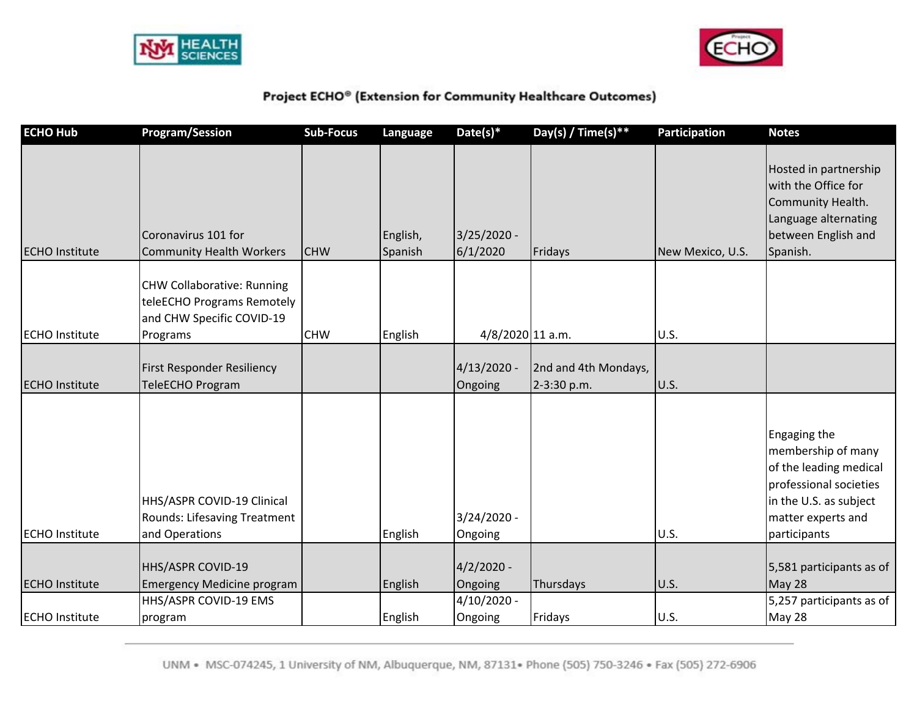# Project ECHO® (Extension for Community Healthcare Outcomes)

| ECHO Hub | Program/Session | Sub-Focus | Language | Date(s)* | Day(s) / Time(s)** | Participation | Notes |
|---|---|---|---|---|---|---|---|
| ECHO Institute | Coronavirus 101 for Community Health Workers | CHW | English, Spanish | 3/25/2020 - 6/1/2020 | Fridays | New Mexico, U.S. | Hosted in partnership with the Office for Community Health. Language alternating between English and Spanish. |
| ECHO Institute | CHW Collaborative: Running teleECHO Programs Remotely and CHW Specific COVID-19 Programs | CHW | English | 4/8/2020 | 11 a.m. | U.S. | |
| ECHO Institute | First Responder Resiliency TeleECHO Program | | | 4/13/2020 - Ongoing | 2nd and 4th Mondays, 2-3:30 p.m. | U.S. | |
| ECHO Institute | HHS/ASPR COVID-19 Clinical Rounds: Lifesaving Treatment and Operations | | English | 3/24/2020 - Ongoing | | U.S. | Engaging the membership of many of the leading medical professional societies in the U.S. as subject matter experts and participants |
| ECHO Institute | HHS/ASPR COVID-19 Emergency Medicine program | | English | 4/2/2020 - Ongoing | Thursdays | U.S. | 5,581 participants as of May 28 |
| ECHO Institute | HHS/ASPR COVID-19 EMS program | | English | 4/10/2020 - Ongoing | Fridays | U.S. | 5,257 participants as of May 28 |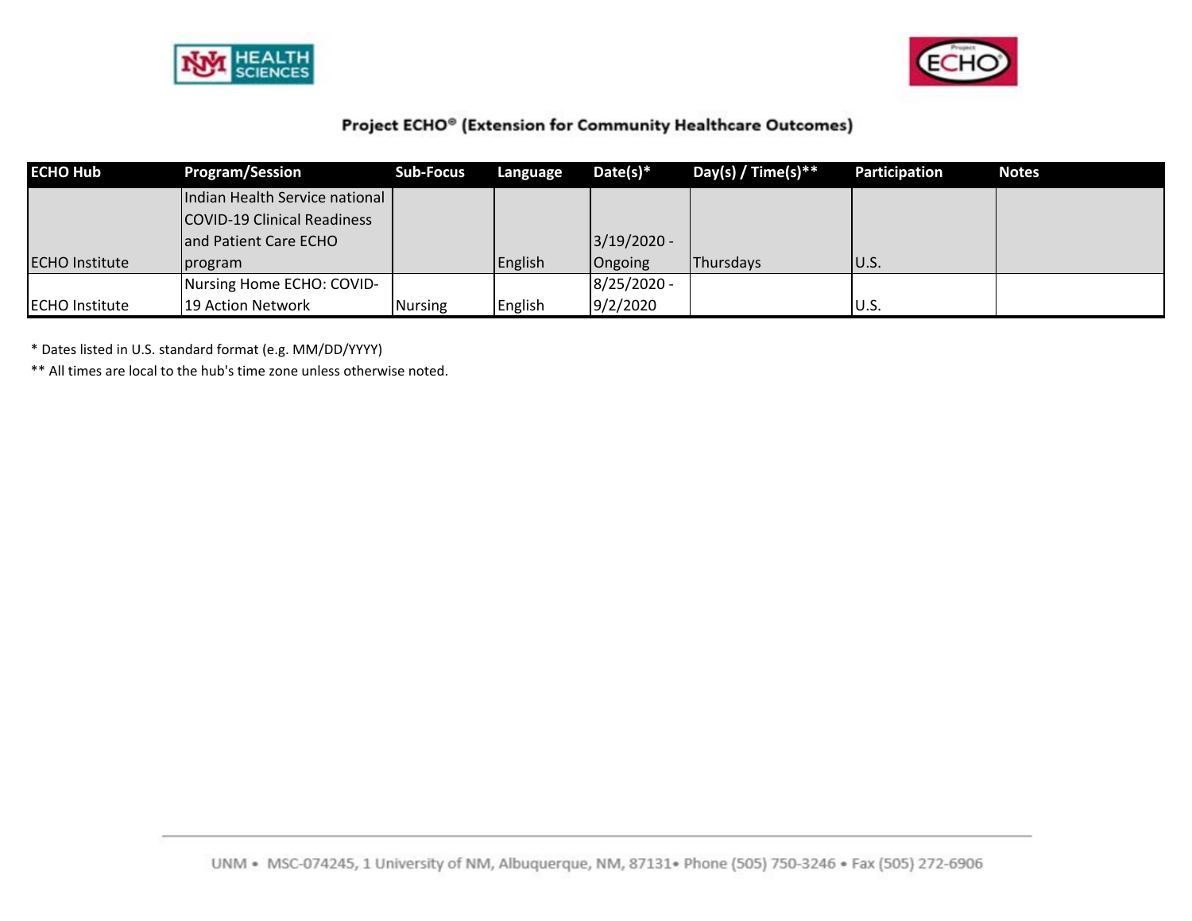Project ECHO® (Extension for Community Healthcare Outcomes)

| ECHO Hub | Program/Session | Sub-Focus | Language | Date(s)* | Day(s) / Time(s)** | Participation | Notes |
|---|---|---|---|---|---|---|---|
| ECHO Institute | Indian Health Service national COVID-19 Clinical Readiness and Patient Care ECHO program | | English | 3/19/2020 - Ongoing | Thursdays | U.S. | |
| ECHO Institute | Nursing Home ECHO: COVID-19 Action Network | Nursing | English | 8/25/2020 - 9/2/2020 | | U.S. | |

* Dates listed in U.S. standard format (e.g. MM/DD/YYYY)

** All times are local to the hub's time zone unless otherwise noted.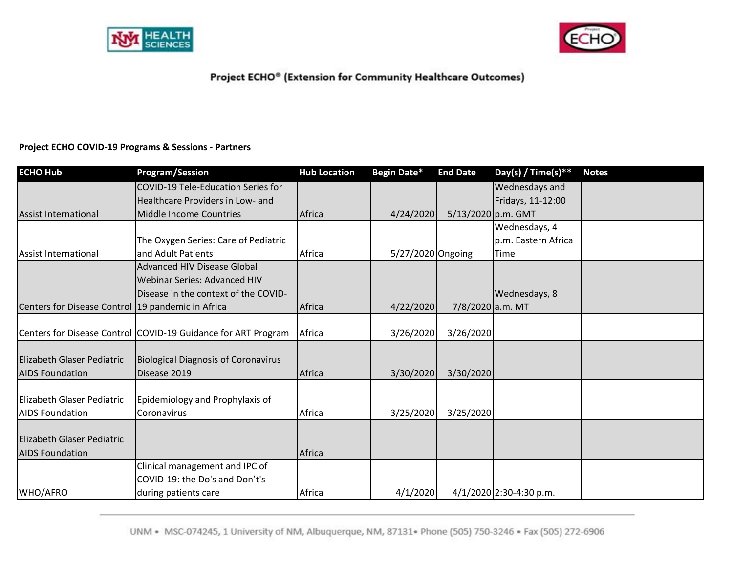Project ECHO® (Extension for Community Healthcare Outcomes)

**Project ECHO COVID-19 Programs & Sessions - Partners**

| ECHO Hub | Program/Session | Hub Location | Begin Date* | End Date | Day(s) / Time(s)** | Notes |
|---|---|---|---|---|---|---|
| Assist International | COVID-19 Tele-Education Series for Healthcare Providers in Low- and Middle Income Countries | Africa | 4/24/2020 | 5/13/2020 | Wednesdays and Fridays, 11-12:00 p.m. GMT | |
| Assist International | The Oxygen Series: Care of Pediatric and Adult Patients | Africa | 5/27/2020 | Ongoing | Wednesdays, 4 p.m. Eastern Africa Time | |
| Centers for Disease Control | Advanced HIV Disease Global Webinar Series: Advanced HIV Disease in the context of the COVID-19 pandemic in Africa | Africa | 4/22/2020 | 7/8/2020 | Wednesdays, 8 a.m. MT | |
| Centers for Disease Control | COVID-19 Guidance for ART Program | Africa | 3/26/2020 | 3/26/2020 | | |
| Elizabeth Glaser Pediatric AIDS Foundation | Biological Diagnosis of Coronavirus Disease 2019 | Africa | 3/30/2020 | 3/30/2020 | | |
| Elizabeth Glaser Pediatric AIDS Foundation | Epidemiology and Prophylaxis of Coronavirus | Africa | 3/25/2020 | 3/25/2020 | | |
| Elizabeth Glaser Pediatric AIDS Foundation | | Africa | | | | |
| WHO/AFRO | Clinical management and IPC of COVID-19: the Do's and Don't's during patients care | Africa | 4/1/2020 | 4/1/2020 | 2:30-4:30 p.m. | |

UNM • MSC-074245, 1 University of NM, Albuquerque, NM, 87131• Phone (505) 750-3246 • Fax (505) 272-6906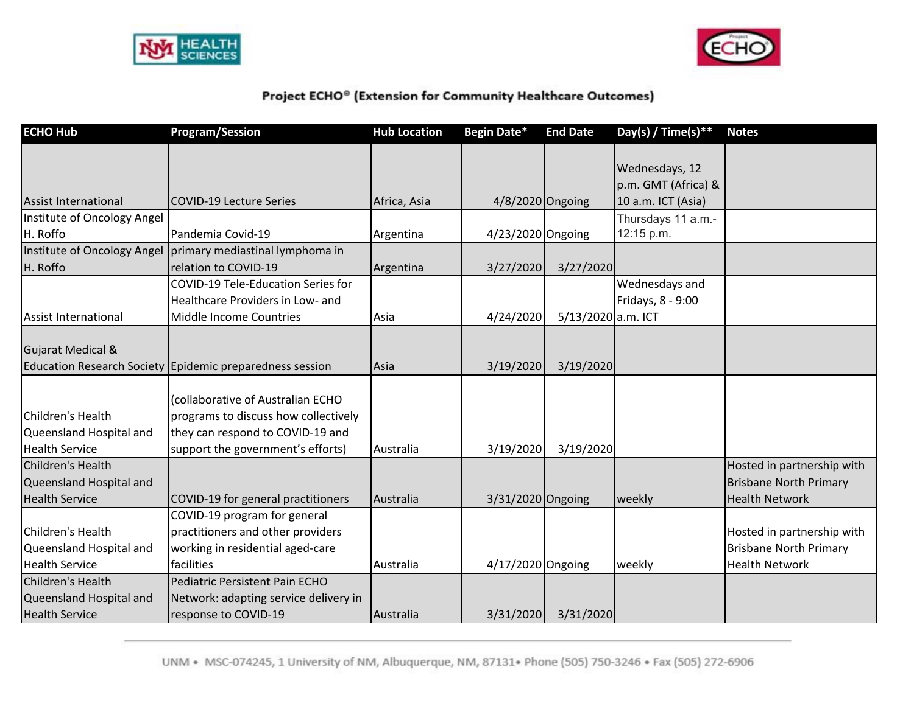**Project ECHO® (Extension for Community Healthcare Outcomes)**

| ECHO Hub | Program/Session | Hub Location | Begin Date* | End Date | Day(s) / Time(s)** | Notes |
|---|---|---|---|---|---|---|
| Assist International | COVID-19 Lecture Series | Africa, Asia | 4/8/2020 | Ongoing | Wednesdays, 12 p.m. GMT (Africa) & 10 a.m. ICT (Asia) | |
| Institute of Oncology Angel H. Roffo | Pandemia Covid-19 | Argentina | 4/23/2020 | Ongoing | Thursdays 11 a.m.-12:15 p.m. | |
| Institute of Oncology Angel H. Roffo | primary mediastinal lymphoma in relation to COVID-19 | Argentina | 3/27/2020 | 3/27/2020 | | |
| Assist International | COVID-19 Tele-Education Series for Healthcare Providers in Low- and Middle Income Countries | Asia | 4/24/2020 | 5/13/2020 | Wednesdays and Fridays, 8 - 9:00 a.m. ICT | |
| Gujarat Medical & Education Research Society | Epidemic preparedness session | Asia | 3/19/2020 | 3/19/2020 | | |
| Children's Health Queensland Hospital and Health Service | (collaborative of Australian ECHO programs to discuss how collectively they can respond to COVID-19 and support the government's efforts) | Australia | 3/19/2020 | 3/19/2020 | | |
| Children's Health Queensland Hospital and Health Service | COVID-19 for general practitioners | Australia | 3/31/2020 | Ongoing | weekly | Hosted in partnership with Brisbane North Primary Health Network |
| Children's Health Queensland Hospital and Health Service | COVID-19 program for general practitioners and other providers working in residential aged-care facilities | Australia | 4/17/2020 | Ongoing | weekly | Hosted in partnership with Brisbane North Primary Health Network |
| Children's Health Queensland Hospital and Health Service | Pediatric Persistent Pain ECHO Network: adapting service delivery in response to COVID-19 | Australia | 3/31/2020 | 3/31/2020 | | |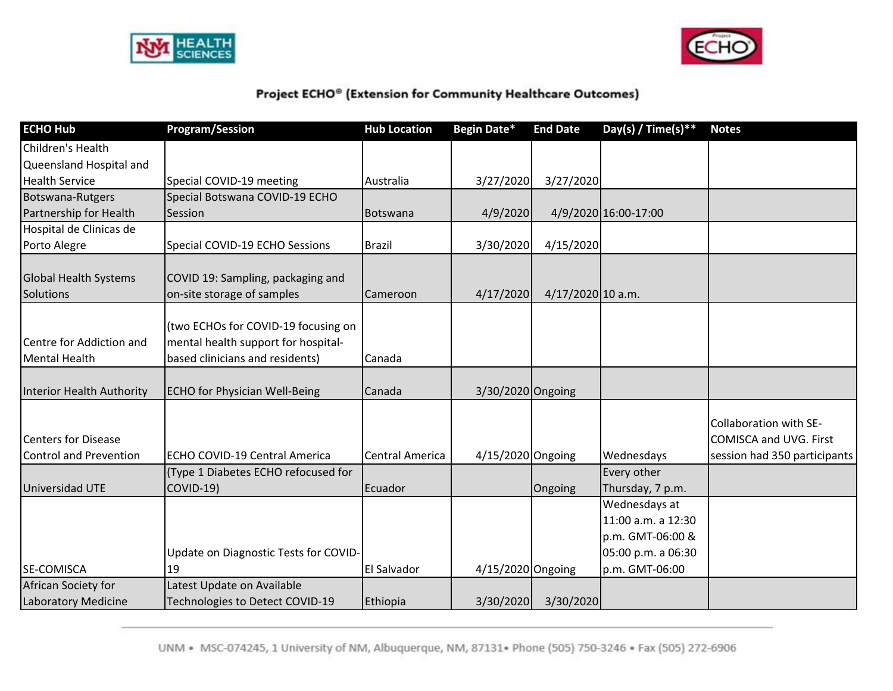## Project ECHO® (Extension for Community Healthcare Outcomes)

| ECHO Hub | Program/Session | Hub Location | Begin Date* | End Date | Day(s) / Time(s)** | Notes |
|---|---|---|---|---|---|---|
| Children's Health Queensland Hospital and Health Service | Special COVID-19 meeting | Australia | 3/27/2020 | 3/27/2020 | | |
| Botswana-Rutgers Partnership for Health | Special Botswana COVID-19 ECHO Session | Botswana | 4/9/2020 | 4/9/2020 | 16:00-17:00 | |
| Hospital de Clinicas de Porto Alegre | Special COVID-19 ECHO Sessions | Brazil | 3/30/2020 | 4/15/2020 | | |
| Global Health Systems Solutions | COVID 19: Sampling, packaging and on-site storage of samples | Cameroon | 4/17/2020 | 4/17/2020 | 10 a.m. | |
| Centre for Addiction and Mental Health | (two ECHOs for COVID-19 focusing on mental health support for hospital-based clinicians and residents) | Canada | | | | |
| Interior Health Authority | ECHO for Physician Well-Being | Canada | 3/30/2020 | Ongoing | | |
| Centers for Disease Control and Prevention | ECHO COVID-19 Central America | Central America | 4/15/2020 | Ongoing | Wednesdays | Collaboration with SE-COMISCA and UVG. First session had 350 participants |
| Universidad UTE | (Type 1 Diabetes ECHO refocused for COVID-19) | Ecuador | | Ongoing | Every other Thursday, 7 p.m. | |
| SE-COMISCA | Update on Diagnostic Tests for COVID-19 | El Salvador | 4/15/2020 | Ongoing | Wednesdays at 11:00 a.m. a 12:30 p.m. GMT-06:00 & 05:00 p.m. a 06:30 p.m. GMT-06:00 | |
| African Society for Laboratory Medicine | Latest Update on Available Technologies to Detect COVID-19 | Ethiopia | 3/30/2020 | 3/30/2020 | | |

UNM • MSC-074245, 1 University of NM, Albuquerque, NM, 87131• Phone (505) 750-3246 • Fax (505) 272-6906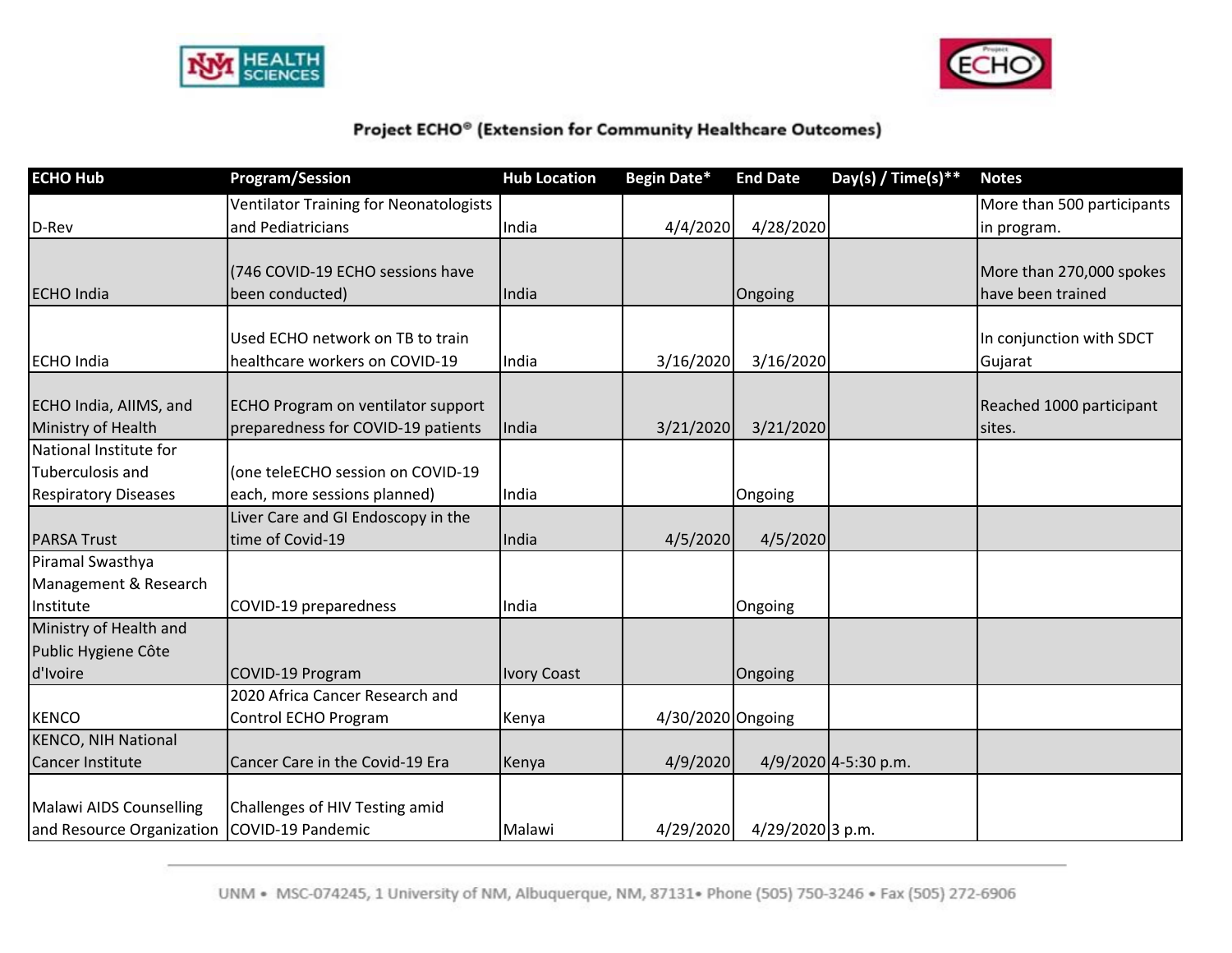## Project ECHO® (Extension for Community Healthcare Outcomes)

| ECHO Hub | Program/Session | Hub Location | Begin Date* | End Date | Day(s) / Time(s)** | Notes |
|---|---|---|---|---|---|---|
| D-Rev | Ventilator Training for Neonatologists and Pediatricians | India | 4/4/2020 | 4/28/2020 | | More than 500 participants in program. |
| ECHO India | (746 COVID-19 ECHO sessions have been conducted) | India | | Ongoing | | More than 270,000 spokes have been trained |
| ECHO India | Used ECHO network on TB to train healthcare workers on COVID-19 | India | 3/16/2020 | 3/16/2020 | | In conjunction with SDCT Gujarat |
| ECHO India, AIIMS, and Ministry of Health | ECHO Program on ventilator support preparedness for COVID-19 patients | India | 3/21/2020 | 3/21/2020 | | Reached 1000 participant sites. |
| National Institute for Tuberculosis and Respiratory Diseases | (one teleECHO session on COVID-19 each, more sessions planned) | India | | Ongoing | | |
| PARSA Trust | Liver Care and GI Endoscopy in the time of Covid-19 | India | 4/5/2020 | 4/5/2020 | | |
| Piramal Swasthya Management & Research Institute | COVID-19 preparedness | India | | Ongoing | | |
| Ministry of Health and Public Hygiene Côte d'Ivoire | COVID-19 Program | Ivory Coast | | Ongoing | | |
| KENCO | 2020 Africa Cancer Research and Control ECHO Program | Kenya | 4/30/2020 | Ongoing | | |
| KENCO, NIH National Cancer Institute | Cancer Care in the Covid-19 Era | Kenya | 4/9/2020 | 4/9/2020 | 4-5:30 p.m. | |
| Malawi AIDS Counselling and Resource Organization | Challenges of HIV Testing amid COVID-19 Pandemic | Malawi | 4/29/2020 | 4/29/2020 | 3 p.m. | |

UNM • MSC-074245, 1 University of NM, Albuquerque, NM, 87131• Phone (505) 750-3246 • Fax (505) 272-6906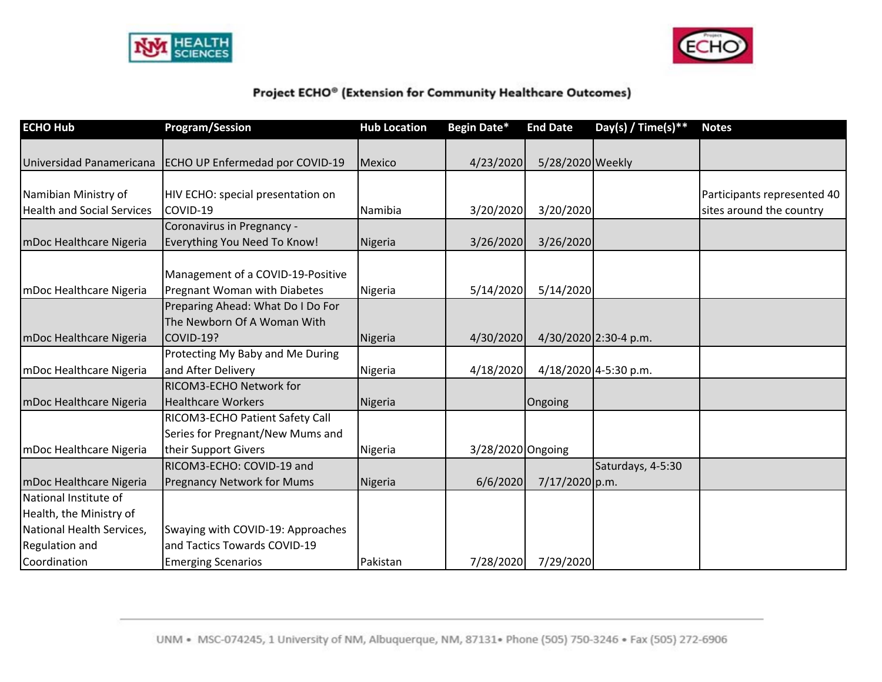## Project ECHO® (Extension for Community Healthcare Outcomes)

| ECHO Hub | Program/Session | Hub Location | Begin Date* | End Date | Day(s) / Time(s)** | Notes |
|---|---|---|---|---|---|---|
| Universidad Panamericana | ECHO UP Enfermedad por COVID-19 | Mexico | 4/23/2020 | 5/28/2020 | Weekly | |
| Namibian Ministry of Health and Social Services | HIV ECHO: special presentation on COVID-19 | Namibia | 3/20/2020 | 3/20/2020 | | Participants represented 40 sites around the country |
| mDoc Healthcare Nigeria | Coronavirus in Pregnancy - Everything You Need To Know! | Nigeria | 3/26/2020 | 3/26/2020 | | |
| mDoc Healthcare Nigeria | Management of a COVID-19-Positive Pregnant Woman with Diabetes | Nigeria | 5/14/2020 | 5/14/2020 | | |
| mDoc Healthcare Nigeria | Preparing Ahead: What Do I Do For The Newborn Of A Woman With COVID-19? | Nigeria | 4/30/2020 | 4/30/2020 | 2:30-4 p.m. | |
| mDoc Healthcare Nigeria | Protecting My Baby and Me During and After Delivery | Nigeria | 4/18/2020 | 4/18/2020 | 4-5:30 p.m. | |
| mDoc Healthcare Nigeria | RICOM3-ECHO Network for Healthcare Workers | Nigeria | | Ongoing | | |
| mDoc Healthcare Nigeria | RICOM3-ECHO Patient Safety Call Series for Pregnant/New Mums and their Support Givers | Nigeria | 3/28/2020 | Ongoing | | |
| mDoc Healthcare Nigeria | RICOM3-ECHO: COVID-19 and Pregnancy Network for Mums | Nigeria | 6/6/2020 | 7/17/2020 | Saturdays, 4-5:30 p.m. | |
| National Institute of Health, the Ministry of National Health Services, Regulation and Coordination | Swaying with COVID-19: Approaches and Tactics Towards COVID-19 Emerging Scenarios | Pakistan | 7/28/2020 | 7/29/2020 | | |

UNM • MSC-074245, 1 University of NM, Albuquerque, NM, 87131• Phone (505) 750-3246 • Fax (505) 272-6906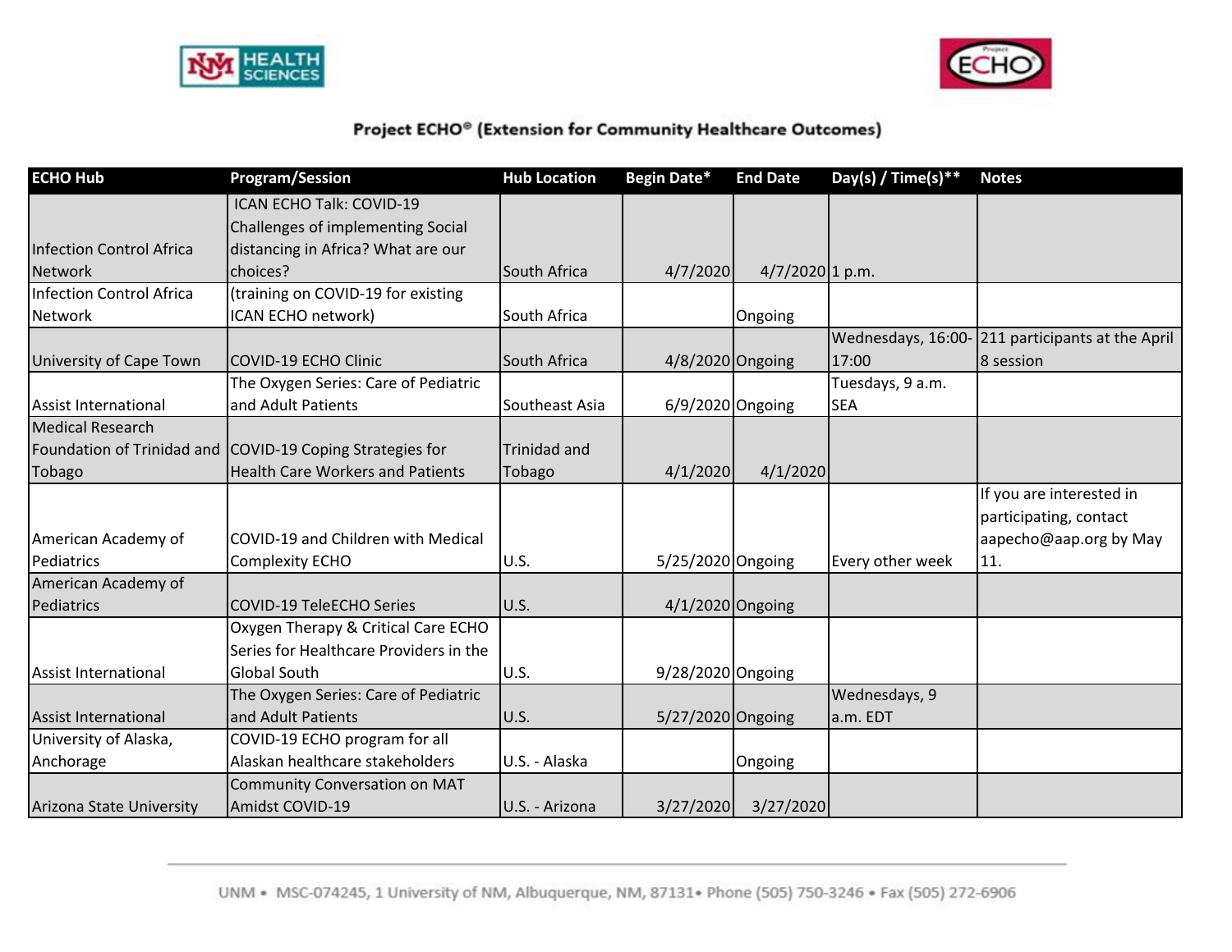# Project ECHO® (Extension for Community Healthcare Outcomes)

| ECHO Hub | Program/Session | Hub Location | Begin Date* | End Date | Day(s) / Time(s)** | Notes |
|---|---|---|---|---|---|---|
| Infection Control Africa Network | ICAN ECHO Talk: COVID-19 Challenges of implementing Social distancing in Africa? What are our choices? | South Africa | 4/7/2020 | 4/7/2020 | 1 p.m. | |
| Infection Control Africa Network | (training on COVID-19 for existing ICAN ECHO network) | South Africa | | Ongoing | | |
| University of Cape Town | COVID-19 ECHO Clinic | South Africa | 4/8/2020 | Ongoing | Wednesdays, 16:00-17:00 | 211 participants at the April 8 session |
| Assist International | The Oxygen Series: Care of Pediatric and Adult Patients | Southeast Asia | 6/9/2020 | Ongoing | Tuesdays, 9 a.m. SEA | |
| Medical Research Foundation of Trinidad and Tobago | COVID-19 Coping Strategies for Health Care Workers and Patients | Trinidad and Tobago | 4/1/2020 | 4/1/2020 | | |
| American Academy of Pediatrics | COVID-19 and Children with Medical Complexity ECHO | U.S. | 5/25/2020 | Ongoing | Every other week | If you are interested in participating, contact aapecho@aap.org by May 11. |
| American Academy of Pediatrics | COVID-19 TeleECHO Series | U.S. | 4/1/2020 | Ongoing | | |
| Assist International | Oxygen Therapy & Critical Care ECHO Series for Healthcare Providers in the Global South | U.S. | 9/28/2020 | Ongoing | | |
| Assist International | The Oxygen Series: Care of Pediatric and Adult Patients | U.S. | 5/27/2020 | Ongoing | Wednesdays, 9 a.m. EDT | |
| University of Alaska, Anchorage | COVID-19 ECHO program for all Alaskan healthcare stakeholders | U.S. - Alaska | | Ongoing | | |
| Arizona State University | Community Conversation on MAT Amidst COVID-19 | U.S. - Arizona | 3/27/2020 | 3/27/2020 | | |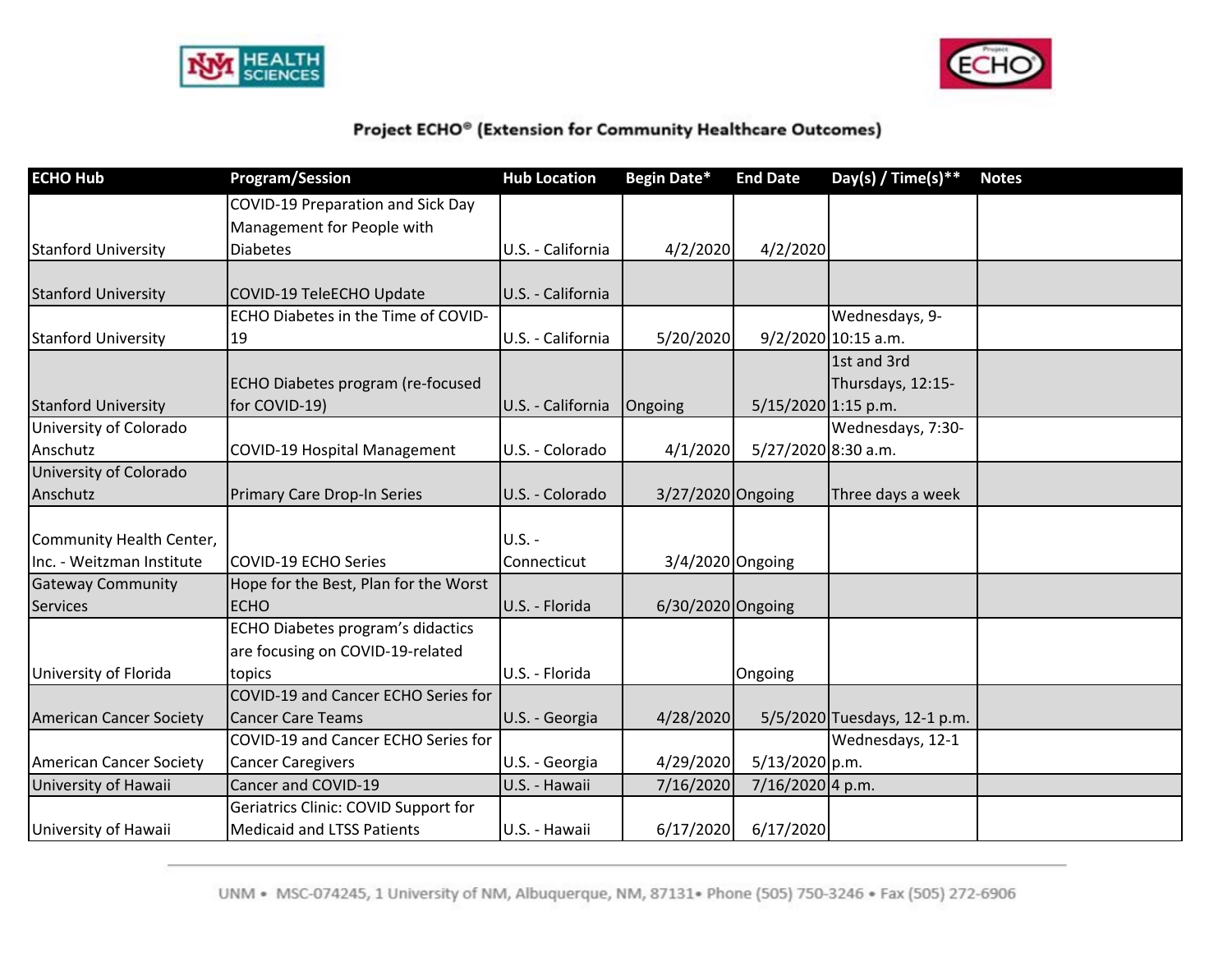## Project ECHO® (Extension for Community Healthcare Outcomes)

| ECHO Hub | Program/Session | Hub Location | Begin Date* | End Date | Day(s) / Time(s)** | Notes |
|---|---|---|---|---|---|---|
| Stanford University | COVID-19 Preparation and Sick Day Management for People with Diabetes | U.S. - California | 4/2/2020 | 4/2/2020 | | |
| Stanford University | COVID-19 TeleECHO Update | U.S. - California | | | | |
| Stanford University | ECHO Diabetes in the Time of COVID-19 | U.S. - California | 5/20/2020 | 9/2/2020 | Wednesdays, 9-10:15 a.m. | |
| Stanford University | ECHO Diabetes program (re-focused for COVID-19) | U.S. - California | Ongoing | 5/15/2020 | 1st and 3rd Thursdays, 12:15-1:15 p.m. | |
| University of Colorado Anschutz | COVID-19 Hospital Management | U.S. - Colorado | 4/1/2020 | 5/27/2020 | Wednesdays, 7:30-8:30 a.m. | |
| University of Colorado Anschutz | Primary Care Drop-In Series | U.S. - Colorado | 3/27/2020 | Ongoing | Three days a week | |
| Community Health Center, Inc. - Weitzman Institute | COVID-19 ECHO Series | U.S. - Connecticut | 3/4/2020 | Ongoing | | |
| Gateway Community Services | Hope for the Best, Plan for the Worst ECHO | U.S. - Florida | 6/30/2020 | Ongoing | | |
| University of Florida | ECHO Diabetes program's didactics are focusing on COVID-19-related topics | U.S. - Florida | | Ongoing | | |
| American Cancer Society | COVID-19 and Cancer ECHO Series for Cancer Care Teams | U.S. - Georgia | 4/28/2020 | 5/5/2020 | Tuesdays, 12-1 p.m. | |
| American Cancer Society | COVID-19 and Cancer ECHO Series for Cancer Caregivers | U.S. - Georgia | 4/29/2020 | 5/13/2020 | Wednesdays, 12-1 p.m. | |
| University of Hawaii | Cancer and COVID-19 | U.S. - Hawaii | 7/16/2020 | 7/16/2020 | 4 p.m. | |
| University of Hawaii | Geriatrics Clinic: COVID Support for Medicaid and LTSS Patients | U.S. - Hawaii | 6/17/2020 | 6/17/2020 | | |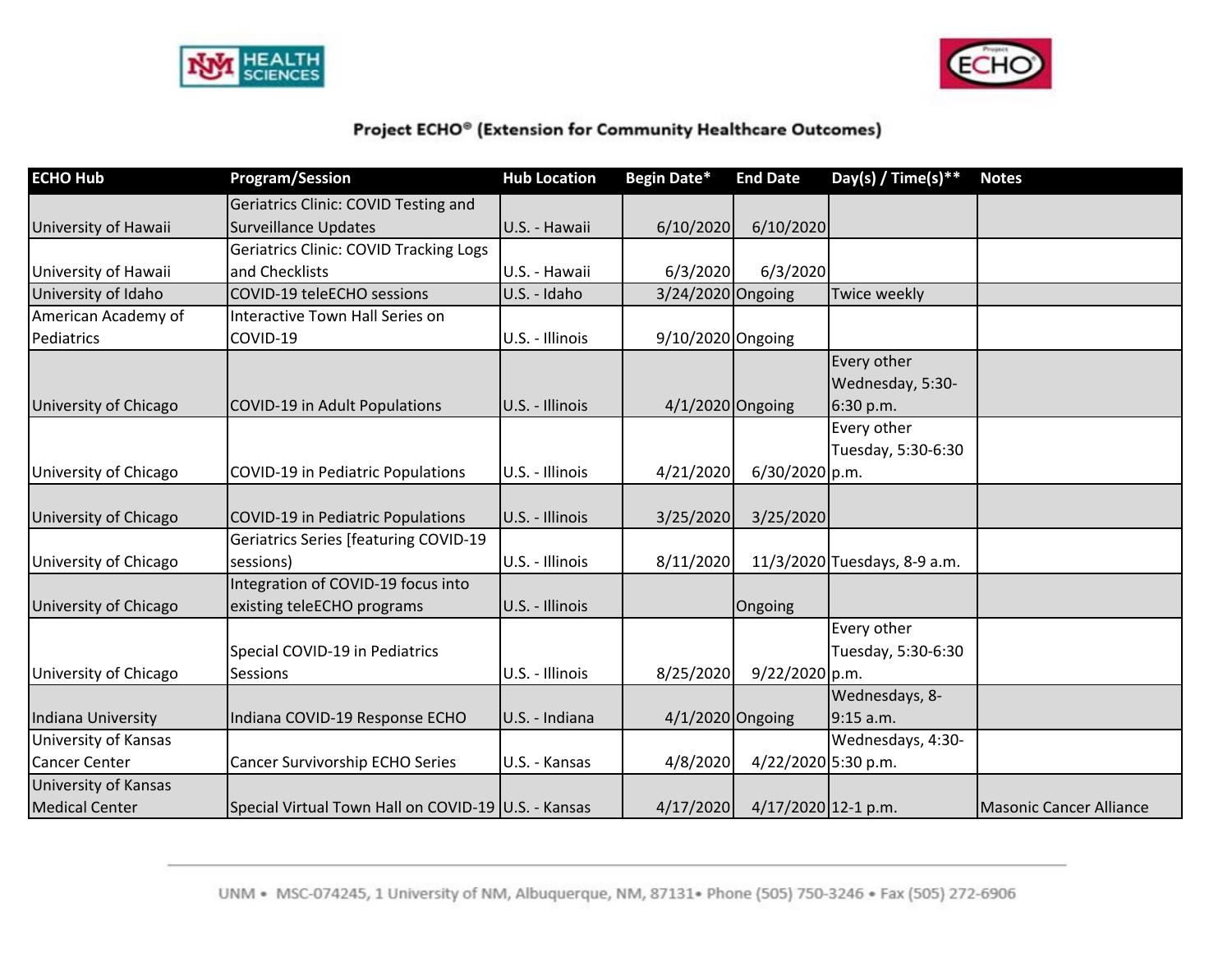# Project ECHO® (Extension for Community Healthcare Outcomes)

| ECHO Hub | Program/Session | Hub Location | Begin Date* | End Date | Day(s) / Time(s)** | Notes |
|---|---|---|---|---|---|---|
| University of Hawaii | Geriatrics Clinic: COVID Testing and Surveillance Updates | U.S. - Hawaii | 6/10/2020 | 6/10/2020 | | |
| University of Hawaii | Geriatrics Clinic: COVID Tracking Logs and Checklists | U.S. - Hawaii | 6/3/2020 | 6/3/2020 | | |
| University of Idaho | COVID-19 teleECHO sessions | U.S. - Idaho | 3/24/2020 | Ongoing | Twice weekly | |
| American Academy of Pediatrics | Interactive Town Hall Series on COVID-19 | U.S. - Illinois | 9/10/2020 | Ongoing | | |
| University of Chicago | COVID-19 in Adult Populations | U.S. - Illinois | 4/1/2020 | Ongoing | Every other Wednesday, 5:30-6:30 p.m. | |
| University of Chicago | COVID-19 in Pediatric Populations | U.S. - Illinois | 4/21/2020 | 6/30/2020 | Every other Tuesday, 5:30-6:30 p.m. | |
| University of Chicago | COVID-19 in Pediatric Populations | U.S. - Illinois | 3/25/2020 | 3/25/2020 | | |
| University of Chicago | Geriatrics Series [featuring COVID-19 sessions) | U.S. - Illinois | 8/11/2020 | 11/3/2020 | Tuesdays, 8-9 a.m. | |
| University of Chicago | Integration of COVID-19 focus into existing teleECHO programs | U.S. - Illinois | | Ongoing | | |
| University of Chicago | Special COVID-19 in Pediatrics Sessions | U.S. - Illinois | 8/25/2020 | 9/22/2020 | Every other Tuesday, 5:30-6:30 p.m. | |
| Indiana University | Indiana COVID-19 Response ECHO | U.S. - Indiana | 4/1/2020 | Ongoing | Wednesdays, 8-9:15 a.m. | |
| University of Kansas Cancer Center | Cancer Survivorship ECHO Series | U.S. - Kansas | 4/8/2020 | 4/22/2020 | Wednesdays, 4:30-5:30 p.m. | |
| University of Kansas Medical Center | Special Virtual Town Hall on COVID-19 | U.S. - Kansas | 4/17/2020 | 4/17/2020 | 12-1 p.m. | Masonic Cancer Alliance |

UNM • MSC-074245, 1 University of NM, Albuquerque, NM, 87131• Phone (505) 750-3246 • Fax (505) 272-6906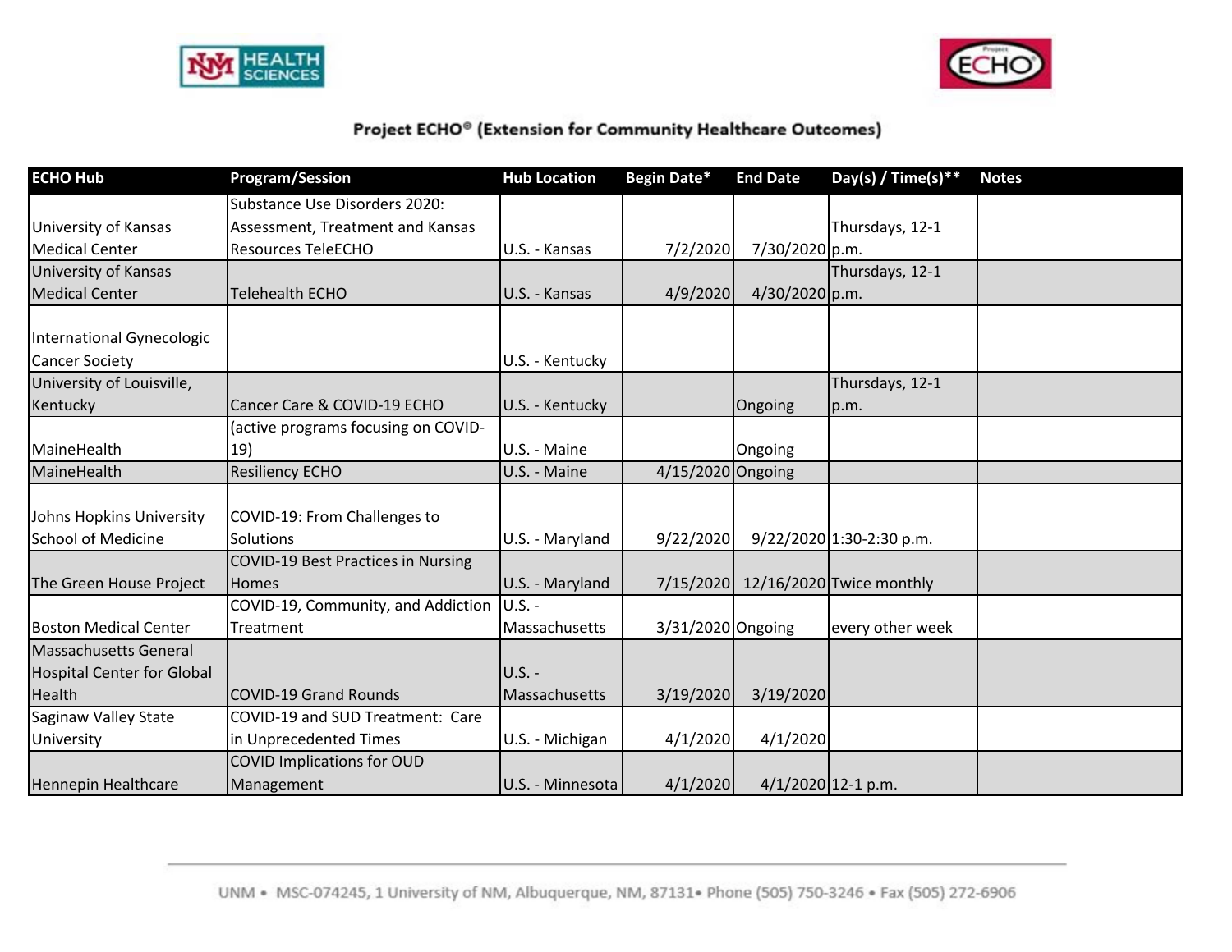**Project ECHO® (Extension for Community Healthcare Outcomes)**

| ECHO Hub | Program/Session | Hub Location | Begin Date* | End Date | Day(s) / Time(s)** | Notes |
|---|---|---|---|---|---|---|
| University of Kansas Medical Center | Substance Use Disorders 2020: Assessment, Treatment and Kansas Resources TeleECHO | U.S. - Kansas | 7/2/2020 | 7/30/2020 | Thursdays, 12-1 p.m. | |
| University of Kansas Medical Center | Telehealth ECHO | U.S. - Kansas | 4/9/2020 | 4/30/2020 | Thursdays, 12-1 p.m. | |
| International Gynecologic Cancer Society | | U.S. - Kentucky | | | | |
| University of Louisville, Kentucky | Cancer Care & COVID-19 ECHO | U.S. - Kentucky | | Ongoing | Thursdays, 12-1 p.m. | |
| MaineHealth | (active programs focusing on COVID-19) | U.S. - Maine | | Ongoing | | |
| MaineHealth | Resiliency ECHO | U.S. - Maine | 4/15/2020 | Ongoing | | |
| Johns Hopkins University School of Medicine | COVID-19: From Challenges to Solutions | U.S. - Maryland | 9/22/2020 | 9/22/2020 | 1:30-2:30 p.m. | |
| The Green House Project | COVID-19 Best Practices in Nursing Homes | U.S. - Maryland | 7/15/2020 | 12/16/2020 | Twice monthly | |
| Boston Medical Center | COVID-19, Community, and Addiction Treatment | U.S. - Massachusetts | 3/31/2020 | Ongoing | every other week | |
| Massachusetts General Hospital Center for Global Health | COVID-19 Grand Rounds | U.S. - Massachusetts | 3/19/2020 | 3/19/2020 | | |
| Saginaw Valley State University | COVID-19 and SUD Treatment: Care in Unprecedented Times | U.S. - Michigan | 4/1/2020 | 4/1/2020 | | |
| Hennepin Healthcare | COVID Implications for OUD Management | U.S. - Minnesota | 4/1/2020 | 4/1/2020 | 12-1 p.m. | |

UNM • MSC-074245, 1 University of NM, Albuquerque, NM, 87131• Phone (505) 750-3246 • Fax (505) 272-6906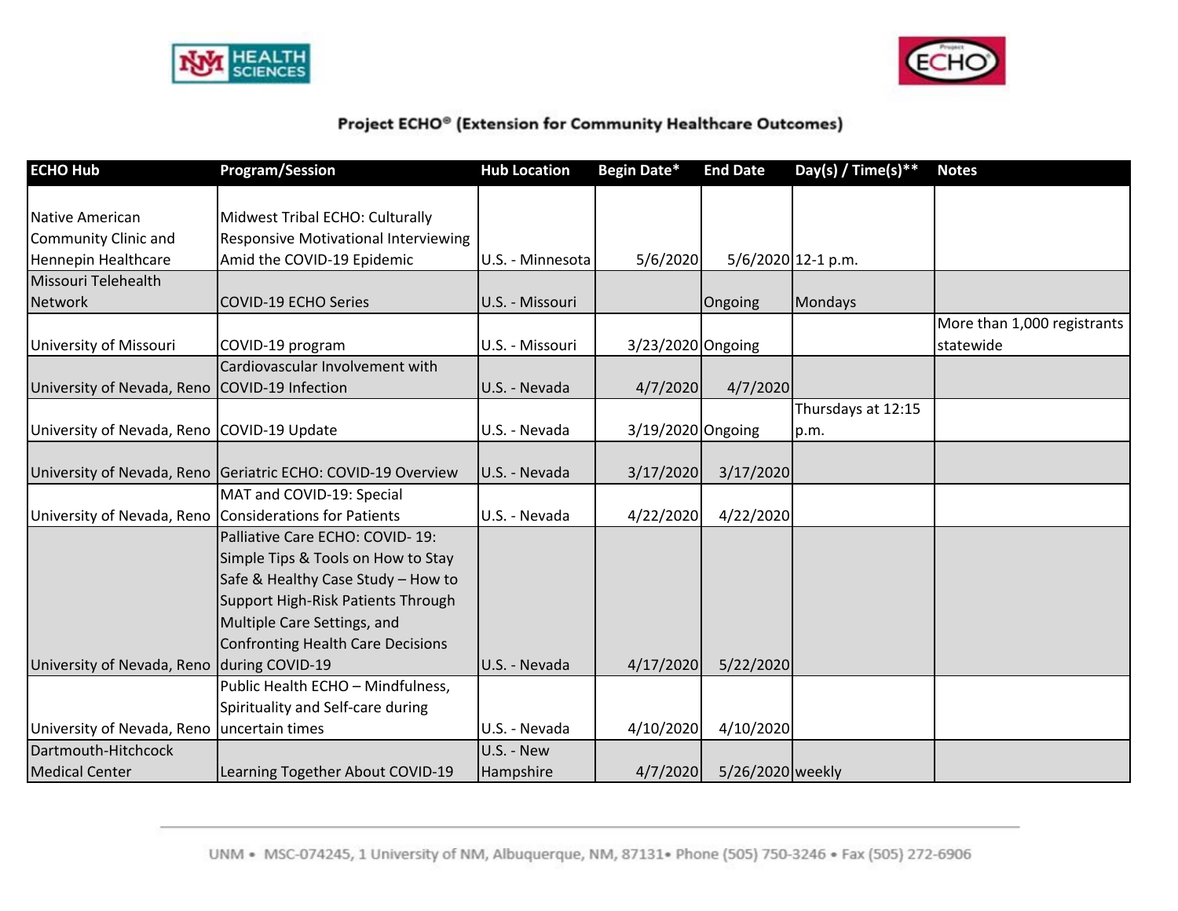# Project ECHO® (Extension for Community Healthcare Outcomes)

| ECHO Hub | Program/Session | Hub Location | Begin Date* | End Date | Day(s) / Time(s)** | Notes |
|---|---|---|---|---|---|---|
| Native American Community Clinic and Hennepin Healthcare | Midwest Tribal ECHO: Culturally Responsive Motivational Interviewing Amid the COVID-19 Epidemic | U.S. - Minnesota | 5/6/2020 | 5/6/2020 | 12-1 p.m. | |
| Missouri Telehealth Network | COVID-19 ECHO Series | U.S. - Missouri | | Ongoing | Mondays | |
| University of Missouri | COVID-19 program | U.S. - Missouri | 3/23/2020 | Ongoing | | More than 1,000 registrants statewide |
| University of Nevada, Reno | Cardiovascular Involvement with COVID-19 Infection | U.S. - Nevada | 4/7/2020 | 4/7/2020 | | |
| University of Nevada, Reno | COVID-19 Update | U.S. - Nevada | 3/19/2020 | Ongoing | Thursdays at 12:15 p.m. | |
| University of Nevada, Reno | Geriatric ECHO: COVID-19 Overview | U.S. - Nevada | 3/17/2020 | 3/17/2020 | | |
| University of Nevada, Reno | MAT and COVID-19: Special Considerations for Patients | U.S. - Nevada | 4/22/2020 | 4/22/2020 | | |
| University of Nevada, Reno | Palliative Care ECHO: COVID- 19: Simple Tips & Tools on How to Stay Safe & Healthy Case Study – How to Support High-Risk Patients Through Multiple Care Settings, and Confronting Health Care Decisions during COVID-19 | U.S. - Nevada | 4/17/2020 | 5/22/2020 | | |
| University of Nevada, Reno | Public Health ECHO – Mindfulness, Spirituality and Self-care during uncertain times | U.S. - Nevada | 4/10/2020 | 4/10/2020 | | |
| Dartmouth-Hitchcock Medical Center | Learning Together About COVID-19 | U.S. - New Hampshire | 4/7/2020 | 5/26/2020 | weekly | |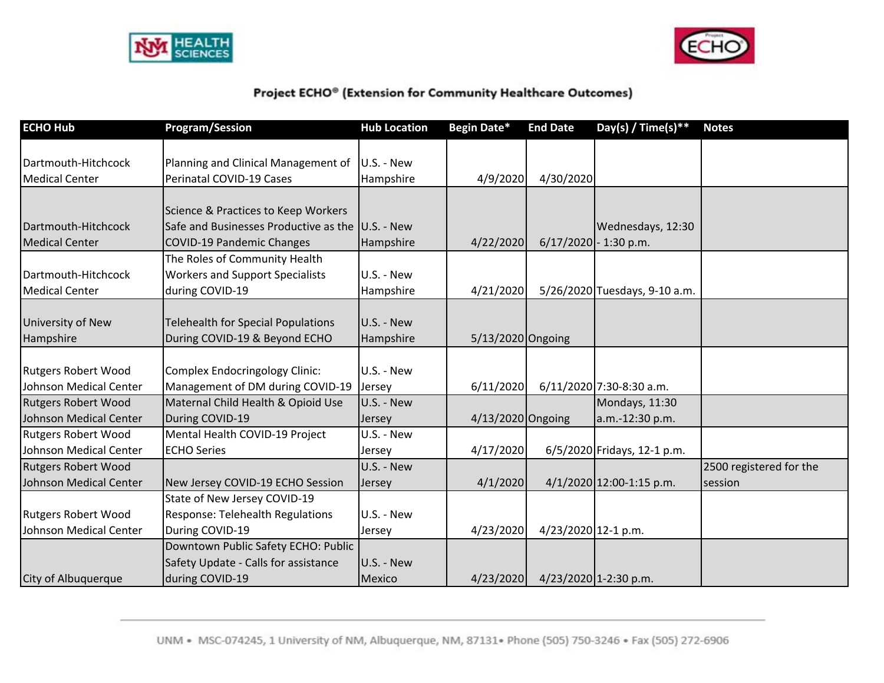## Project ECHO® (Extension for Community Healthcare Outcomes)

| ECHO Hub | Program/Session | Hub Location | Begin Date* | End Date | Day(s) / Time(s)** | Notes |
|---|---|---|---|---|---|---|
| Dartmouth-Hitchcock Medical Center | Planning and Clinical Management of Perinatal COVID-19 Cases | U.S. - New Hampshire | 4/9/2020 | 4/30/2020 | | |
| Dartmouth-Hitchcock Medical Center | Science & Practices to Keep Workers Safe and Businesses Productive as the COVID-19 Pandemic Changes | U.S. - New Hampshire | 4/22/2020 | 6/17/2020 | Wednesdays, 12:30 - 1:30 p.m. | |
| Dartmouth-Hitchcock Medical Center | The Roles of Community Health Workers and Support Specialists during COVID-19 | U.S. - New Hampshire | 4/21/2020 | 5/26/2020 | Tuesdays, 9-10 a.m. | |
| University of New Hampshire | Telehealth for Special Populations During COVID-19 & Beyond ECHO | U.S. - New Hampshire | 5/13/2020 | Ongoing | | |
| Rutgers Robert Wood Johnson Medical Center | Complex Endocringology Clinic: Management of DM during COVID-19 | U.S. - New Jersey | 6/11/2020 | 6/11/2020 | 7:30-8:30 a.m. | |
| Rutgers Robert Wood Johnson Medical Center | Maternal Child Health & Opioid Use During COVID-19 | U.S. - New Jersey | 4/13/2020 | Ongoing | Mondays, 11:30 a.m.-12:30 p.m. | |
| Rutgers Robert Wood Johnson Medical Center | Mental Health COVID-19 Project ECHO Series | U.S. - New Jersey | 4/17/2020 | 6/5/2020 | Fridays, 12-1 p.m. | |
| Rutgers Robert Wood Johnson Medical Center | New Jersey COVID-19 ECHO Session | U.S. - New Jersey | 4/1/2020 | 4/1/2020 | 12:00-1:15 p.m. | 2500 registered for the session |
| Rutgers Robert Wood Johnson Medical Center | State of New Jersey COVID-19 Response: Telehealth Regulations During COVID-19 | U.S. - New Jersey | 4/23/2020 | 4/23/2020 | 12-1 p.m. | |
| City of Albuquerque | Downtown Public Safety ECHO: Public Safety Update - Calls for assistance during COVID-19 | U.S. - New Mexico | 4/23/2020 | 4/23/2020 | 1-2:30 p.m. | |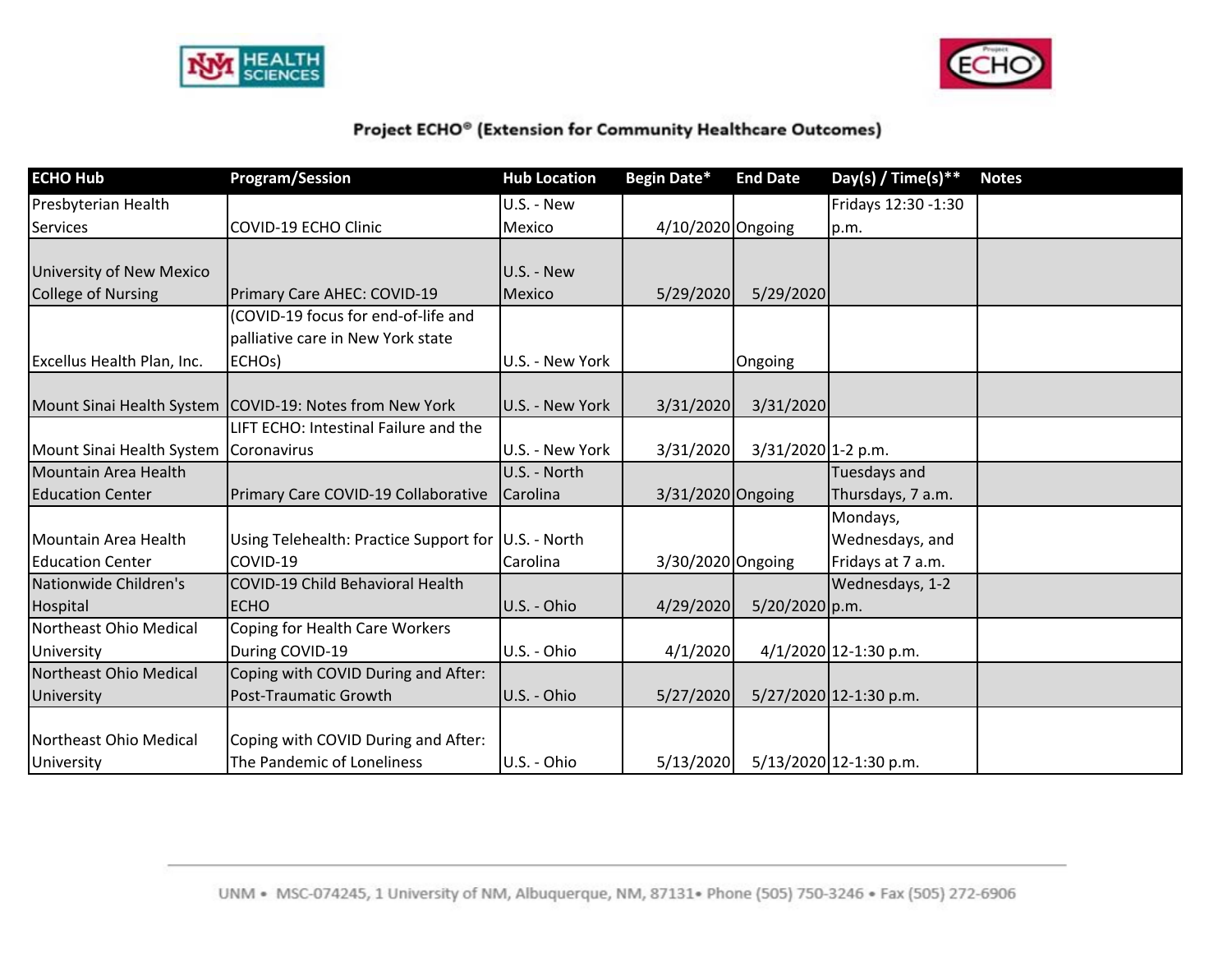## Project ECHO® (Extension for Community Healthcare Outcomes)

| ECHO Hub | Program/Session | Hub Location | Begin Date* | End Date | Day(s) / Time(s)** | Notes |
|---|---|---|---|---|---|---|
| Presbyterian Health Services | COVID-19 ECHO Clinic | U.S. - New Mexico | 4/10/2020 | Ongoing | Fridays 12:30 -1:30 p.m. | |
| University of New Mexico College of Nursing | Primary Care AHEC: COVID-19 | U.S. - New Mexico | 5/29/2020 | 5/29/2020 | | |
| Excellus Health Plan, Inc. | (COVID-19 focus for end-of-life and palliative care in New York state ECHOs) | U.S. - New York | | Ongoing | | |
| Mount Sinai Health System | COVID-19: Notes from New York | U.S. - New York | 3/31/2020 | 3/31/2020 | | |
| Mount Sinai Health System | LIFT ECHO: Intestinal Failure and the Coronavirus | U.S. - New York | 3/31/2020 | 3/31/2020 | 1-2 p.m. | |
| Mountain Area Health Education Center | Primary Care COVID-19 Collaborative | U.S. - North Carolina | 3/31/2020 | Ongoing | Tuesdays and Thursdays, 7 a.m. | |
| Mountain Area Health Education Center | Using Telehealth: Practice Support for COVID-19 | U.S. - North Carolina | 3/30/2020 | Ongoing | Mondays, Wednesdays, and Fridays at 7 a.m. | |
| Nationwide Children's Hospital | COVID-19 Child Behavioral Health ECHO | U.S. - Ohio | 4/29/2020 | 5/20/2020 | Wednesdays, 1-2 p.m. | |
| Northeast Ohio Medical University | Coping for Health Care Workers During COVID-19 | U.S. - Ohio | 4/1/2020 | 4/1/2020 | 12-1:30 p.m. | |
| Northeast Ohio Medical University | Coping with COVID During and After: Post-Traumatic Growth | U.S. - Ohio | 5/27/2020 | 5/27/2020 | 12-1:30 p.m. | |
| Northeast Ohio Medical University | Coping with COVID During and After: The Pandemic of Loneliness | U.S. - Ohio | 5/13/2020 | 5/13/2020 | 12-1:30 p.m. | |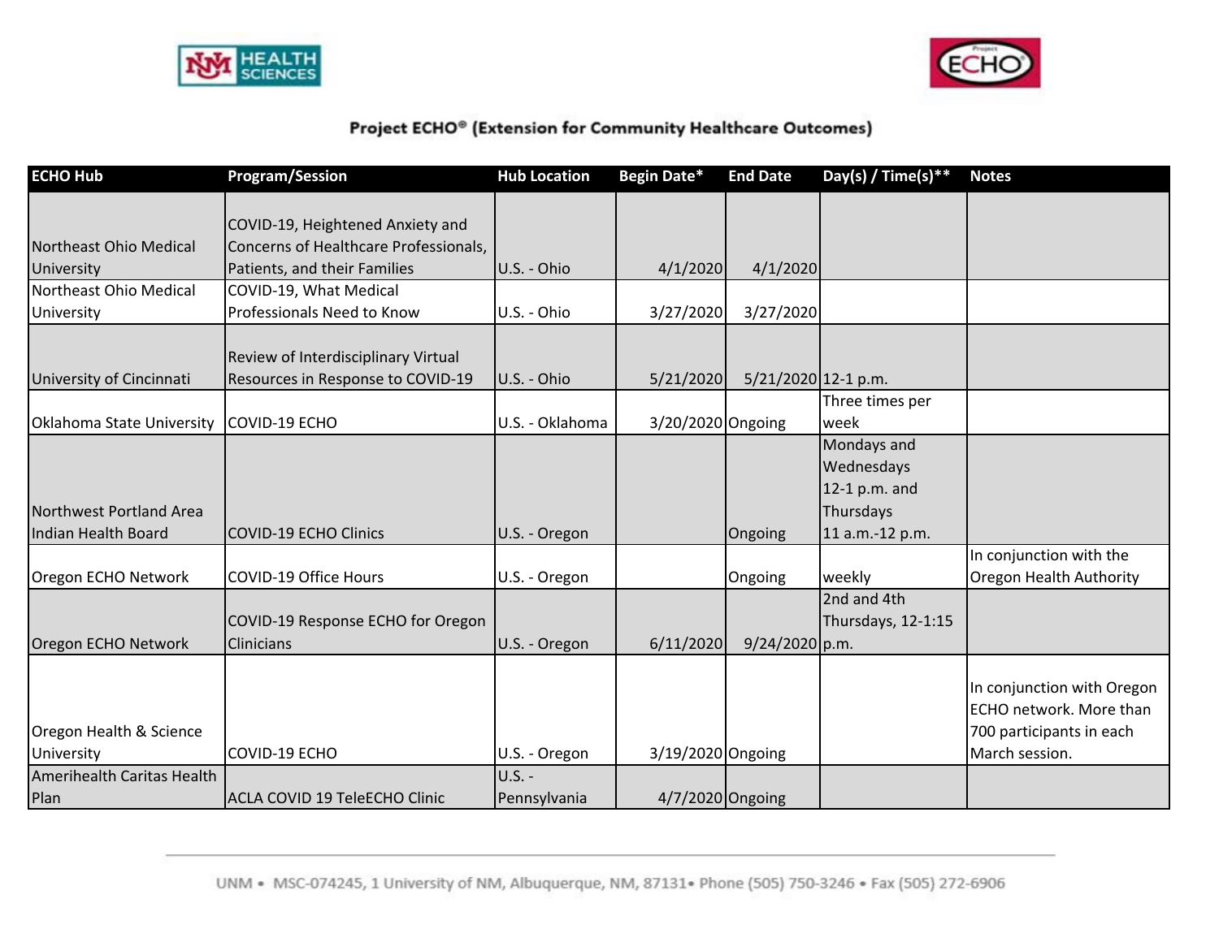**Project ECHO® (Extension for Community Healthcare Outcomes)**

| ECHO Hub | Program/Session | Hub Location | Begin Date* | End Date | Day(s) / Time(s)** | Notes |
|---|---|---|---|---|---|---|
| Northeast Ohio Medical University | COVID-19, Heightened Anxiety and Concerns of Healthcare Professionals, Patients, and their Families | U.S. - Ohio | 4/1/2020 | 4/1/2020 | | |
| Northeast Ohio Medical University | COVID-19, What Medical Professionals Need to Know | U.S. - Ohio | 3/27/2020 | 3/27/2020 | | |
| University of Cincinnati | Review of Interdisciplinary Virtual Resources in Response to COVID-19 | U.S. - Ohio | 5/21/2020 | 5/21/2020 | 12-1 p.m. | |
| Oklahoma State University | COVID-19 ECHO | U.S. - Oklahoma | 3/20/2020 | Ongoing | Three times per week | |
| Northwest Portland Area Indian Health Board | COVID-19 ECHO Clinics | U.S. - Oregon | | Ongoing | Mondays and Wednesdays 12-1 p.m. and Thursdays 11 a.m.-12 p.m. | |
| Oregon ECHO Network | COVID-19 Office Hours | U.S. - Oregon | | Ongoing | weekly | In conjunction with the Oregon Health Authority |
| Oregon ECHO Network | COVID-19 Response ECHO for Oregon Clinicians | U.S. - Oregon | 6/11/2020 | 9/24/2020 | 2nd and 4th Thursdays, 12-1:15 p.m. | |
| Oregon Health & Science University | COVID-19 ECHO | U.S. - Oregon | 3/19/2020 | Ongoing | | In conjunction with Oregon ECHO network. More than 700 participants in each March session. |
| Amerihealth Caritas Health Plan | ACLA COVID 19 TeleECHO Clinic | U.S. - Pennsylvania | 4/7/2020 | Ongoing | | |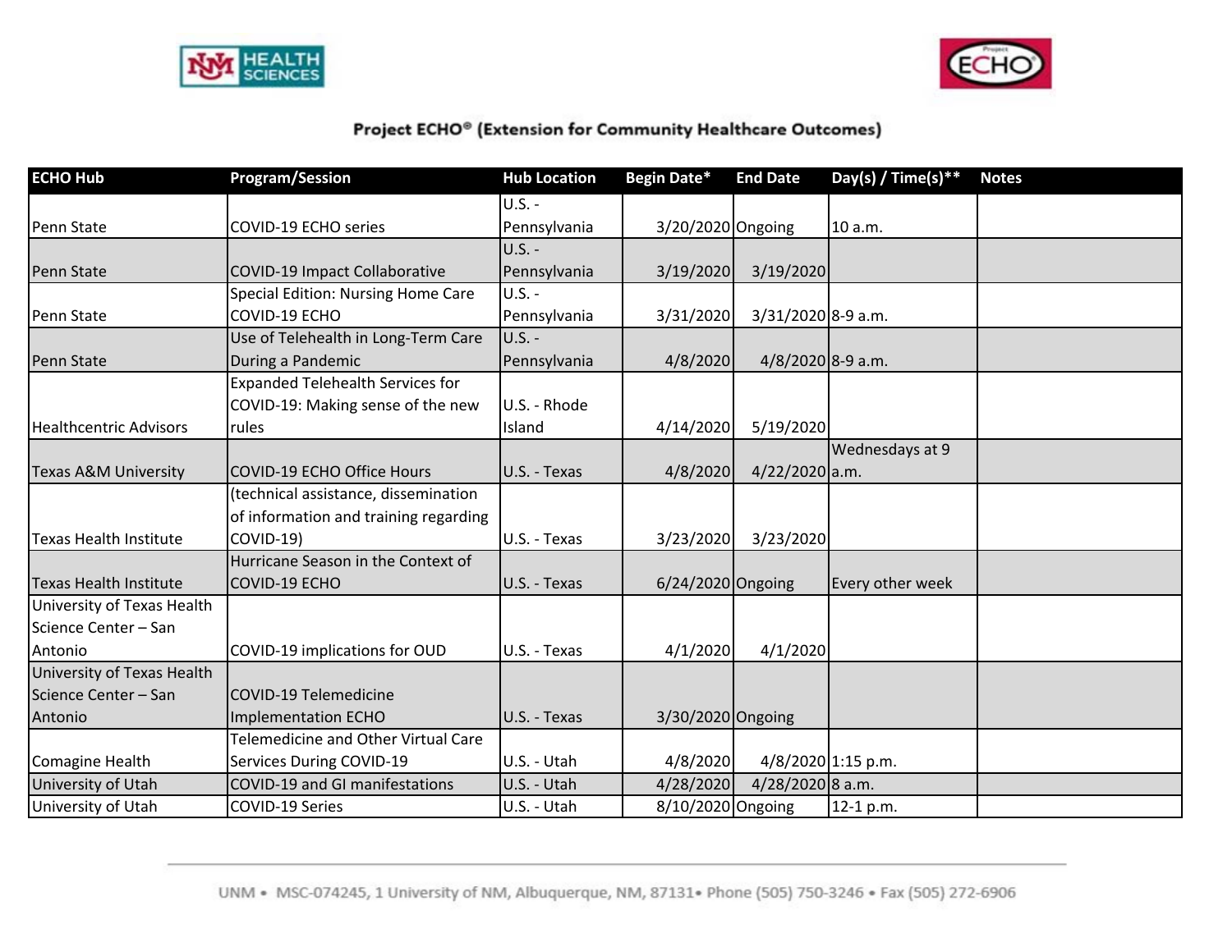## Project ECHO® (Extension for Community Healthcare Outcomes)

| ECHO Hub | Program/Session | Hub Location | Begin Date* | End Date | Day(s) / Time(s)** | Notes |
|---|---|---|---|---|---|---|
| Penn State | COVID-19 ECHO series | U.S. - Pennsylvania | 3/20/2020 | Ongoing | 10 a.m. | |
| Penn State | COVID-19 Impact Collaborative | U.S. - Pennsylvania | 3/19/2020 | 3/19/2020 | | |
| Penn State | Special Edition: Nursing Home Care COVID-19 ECHO | U.S. - Pennsylvania | 3/31/2020 | 3/31/2020 | 8-9 a.m. | |
| Penn State | Use of Telehealth in Long-Term Care During a Pandemic | U.S. - Pennsylvania | 4/8/2020 | 4/8/2020 | 8-9 a.m. | |
| Healthcentric Advisors | Expanded Telehealth Services for COVID-19: Making sense of the new rules | U.S. - Rhode Island | 4/14/2020 | 5/19/2020 | | |
| Texas A&M University | COVID-19 ECHO Office Hours | U.S. - Texas | 4/8/2020 | 4/22/2020 | Wednesdays at 9 a.m. | |
| Texas Health Institute | (technical assistance, dissemination of information and training regarding COVID-19) | U.S. - Texas | 3/23/2020 | 3/23/2020 | | |
| Texas Health Institute | Hurricane Season in the Context of COVID-19 ECHO | U.S. - Texas | 6/24/2020 | Ongoing | Every other week | |
| University of Texas Health Science Center – San Antonio | COVID-19 implications for OUD | U.S. - Texas | 4/1/2020 | 4/1/2020 | | |
| University of Texas Health Science Center – San Antonio | COVID-19 Telemedicine Implementation ECHO | U.S. - Texas | 3/30/2020 | Ongoing | | |
| Comagine Health | Telemedicine and Other Virtual Care Services During COVID-19 | U.S. - Utah | 4/8/2020 | 4/8/2020 | 1:15 p.m. | |
| University of Utah | COVID-19 and GI manifestations | U.S. - Utah | 4/28/2020 | 4/28/2020 | 8 a.m. | |
| University of Utah | COVID-19 Series | U.S. - Utah | 8/10/2020 | Ongoing | 12-1 p.m. | |

UNM • MSC-074245, 1 University of NM, Albuquerque, NM, 87131• Phone (505) 750-3246 • Fax (505) 272-6906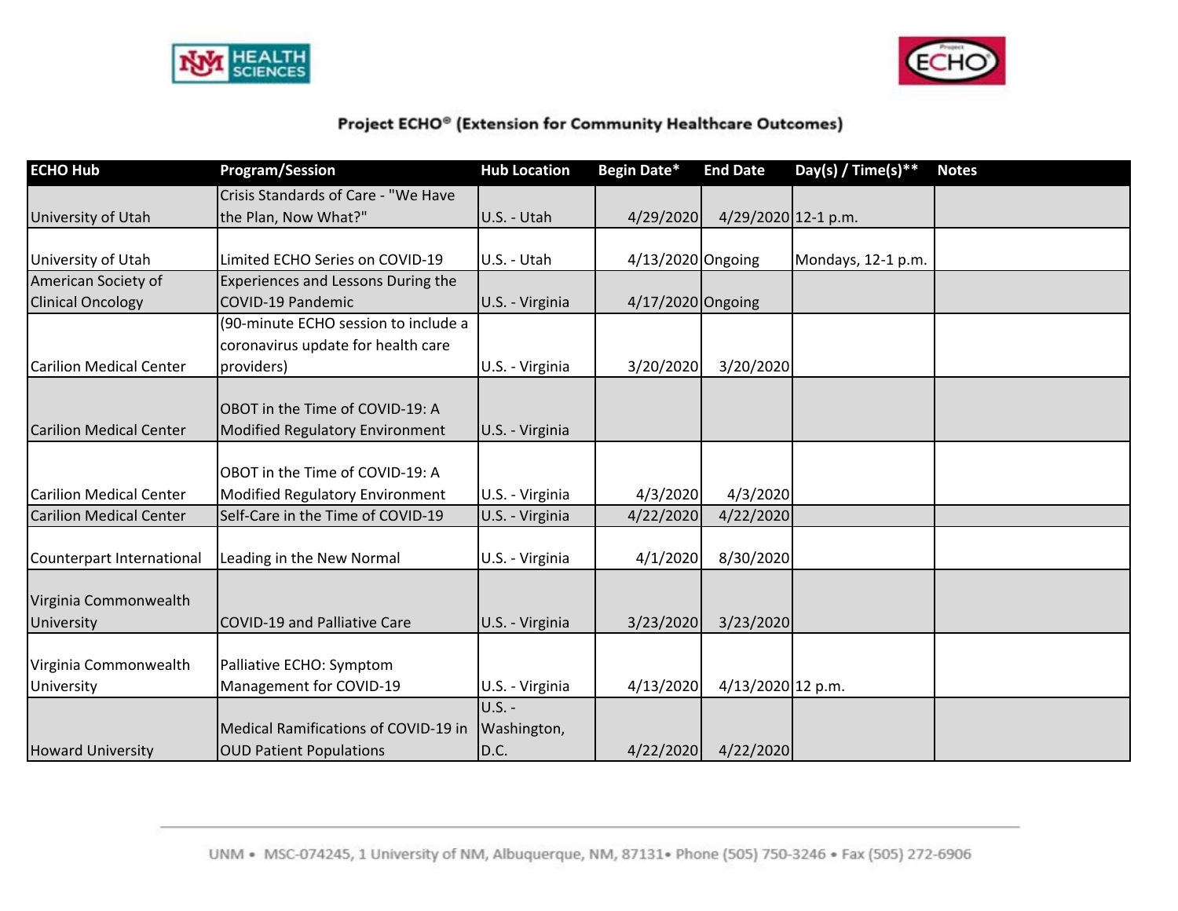## Project ECHO® (Extension for Community Healthcare Outcomes)

| ECHO Hub | Program/Session | Hub Location | Begin Date* | End Date | Day(s) / Time(s)** | Notes |
|---|---|---|---|---|---|---|
| University of Utah | Crisis Standards of Care - "We Have the Plan, Now What?" | U.S. - Utah | 4/29/2020 | 4/29/2020 | 12-1 p.m. | |
| University of Utah | Limited ECHO Series on COVID-19 | U.S. - Utah | 4/13/2020 | Ongoing | Mondays, 12-1 p.m. | |
| American Society of Clinical Oncology | Experiences and Lessons During the COVID-19 Pandemic | U.S. - Virginia | 4/17/2020 | Ongoing | | |
| Carilion Medical Center | (90-minute ECHO session to include a coronavirus update for health care providers) | U.S. - Virginia | 3/20/2020 | 3/20/2020 | | |
| Carilion Medical Center | OBOT in the Time of COVID-19: A Modified Regulatory Environment | U.S. - Virginia | | | | |
| Carilion Medical Center | OBOT in the Time of COVID-19: A Modified Regulatory Environment | U.S. - Virginia | 4/3/2020 | 4/3/2020 | | |
| Carilion Medical Center | Self-Care in the Time of COVID-19 | U.S. - Virginia | 4/22/2020 | 4/22/2020 | | |
| Counterpart International | Leading in the New Normal | U.S. - Virginia | 4/1/2020 | 8/30/2020 | | |
| Virginia Commonwealth University | COVID-19 and Palliative Care | U.S. - Virginia | 3/23/2020 | 3/23/2020 | | |
| Virginia Commonwealth University | Palliative ECHO: Symptom Management for COVID-19 | U.S. - Virginia | 4/13/2020 | 4/13/2020 | 12 p.m. | |
| Howard University | Medical Ramifications of COVID-19 in OUD Patient Populations | U.S. - Washington, D.C. | 4/22/2020 | 4/22/2020 | | |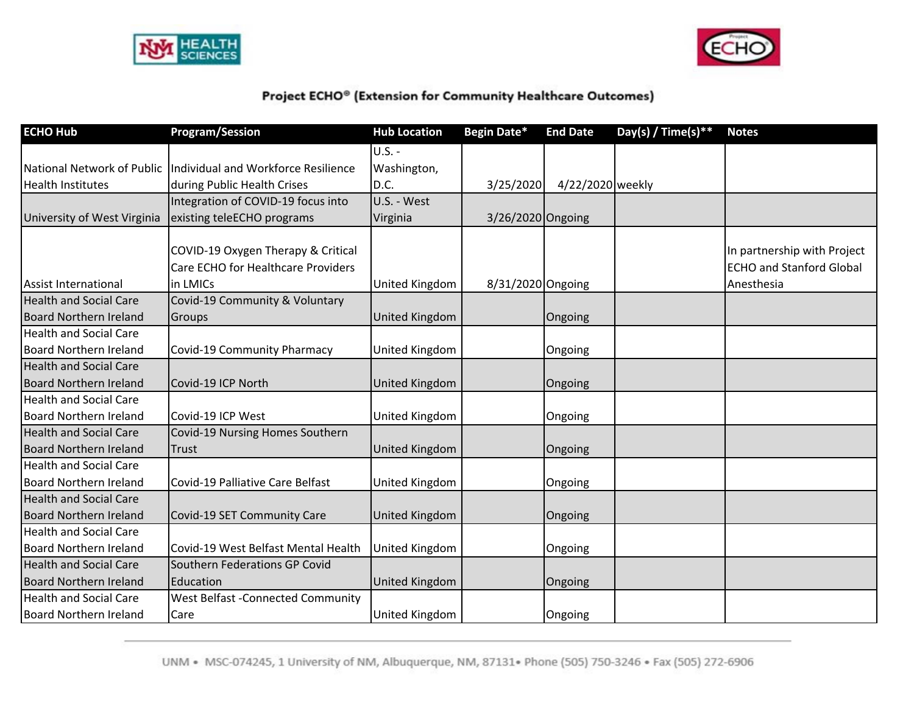## Project ECHO® (Extension for Community Healthcare Outcomes)

| ECHO Hub | Program/Session | Hub Location | Begin Date* | End Date | Day(s) / Time(s)** | Notes |
|---|---|---|---|---|---|---|
| National Network of Public Health Institutes | Individual and Workforce Resilience during Public Health Crises | U.S. - Washington, D.C. | 3/25/2020 | 4/22/2020 | weekly | |
| University of West Virginia | Integration of COVID-19 focus into existing teleECHO programs | U.S. - West Virginia | 3/26/2020 | Ongoing | | |
| Assist International | COVID-19 Oxygen Therapy & Critical Care ECHO for Healthcare Providers in LMICs | United Kingdom | 8/31/2020 | Ongoing | | In partnership with Project ECHO and Stanford Global Anesthesia |
| Health and Social Care Board Northern Ireland | Covid-19 Community & Voluntary Groups | United Kingdom | | Ongoing | | |
| Health and Social Care Board Northern Ireland | Covid-19 Community Pharmacy | United Kingdom | | Ongoing | | |
| Health and Social Care Board Northern Ireland | Covid-19 ICP North | United Kingdom | | Ongoing | | |
| Health and Social Care Board Northern Ireland | Covid-19 ICP West | United Kingdom | | Ongoing | | |
| Health and Social Care Board Northern Ireland | Covid-19 Nursing Homes Southern Trust | United Kingdom | | Ongoing | | |
| Health and Social Care Board Northern Ireland | Covid-19 Palliative Care Belfast | United Kingdom | | Ongoing | | |
| Health and Social Care Board Northern Ireland | Covid-19 SET Community Care | United Kingdom | | Ongoing | | |
| Health and Social Care Board Northern Ireland | Covid-19 West Belfast Mental Health | United Kingdom | | Ongoing | | |
| Health and Social Care Board Northern Ireland | Southern Federations GP Covid Education | United Kingdom | | Ongoing | | |
| Health and Social Care Board Northern Ireland | West Belfast -Connected Community Care | United Kingdom | | Ongoing | | |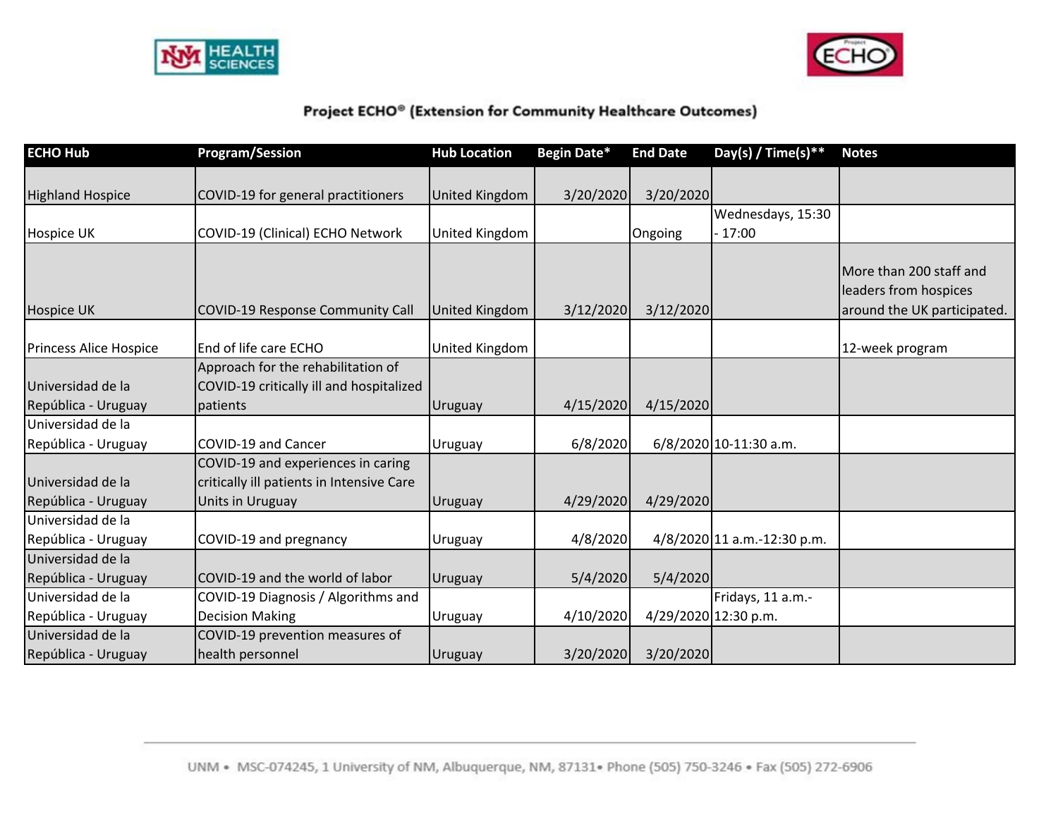## Project ECHO® (Extension for Community Healthcare Outcomes)

| ECHO Hub | Program/Session | Hub Location | Begin Date* | End Date | Day(s) / Time(s)** | Notes |
|---|---|---|---|---|---|---|
| Highland Hospice | COVID-19 for general practitioners | United Kingdom | 3/20/2020 | 3/20/2020 | | |
| Hospice UK | COVID-19 (Clinical) ECHO Network | United Kingdom | | Ongoing | Wednesdays, 15:30 - 17:00 | |
| Hospice UK | COVID-19 Response Community Call | United Kingdom | 3/12/2020 | 3/12/2020 | | More than 200 staff and leaders from hospices around the UK participated. |
| Princess Alice Hospice | End of life care ECHO | United Kingdom | | | | 12-week program |
| Universidad de la República - Uruguay | Approach for the rehabilitation of COVID-19 critically ill and hospitalized patients | Uruguay | 4/15/2020 | 4/15/2020 | | |
| Universidad de la República - Uruguay | COVID-19 and Cancer | Uruguay | 6/8/2020 | 6/8/2020 | 10-11:30 a.m. | |
| Universidad de la República - Uruguay | COVID-19 and experiences in caring critically ill patients in Intensive Care Units in Uruguay | Uruguay | 4/29/2020 | 4/29/2020 | | |
| Universidad de la República - Uruguay | COVID-19 and pregnancy | Uruguay | 4/8/2020 | 4/8/2020 | 11 a.m.-12:30 p.m. | |
| Universidad de la República - Uruguay | COVID-19 and the world of labor | Uruguay | 5/4/2020 | 5/4/2020 | | |
| Universidad de la República - Uruguay | COVID-19 Diagnosis / Algorithms and Decision Making | Uruguay | 4/10/2020 | 4/29/2020 | Fridays, 11 a.m.-12:30 p.m. | |
| Universidad de la República - Uruguay | COVID-19 prevention measures of health personnel | Uruguay | 3/20/2020 | 3/20/2020 | | |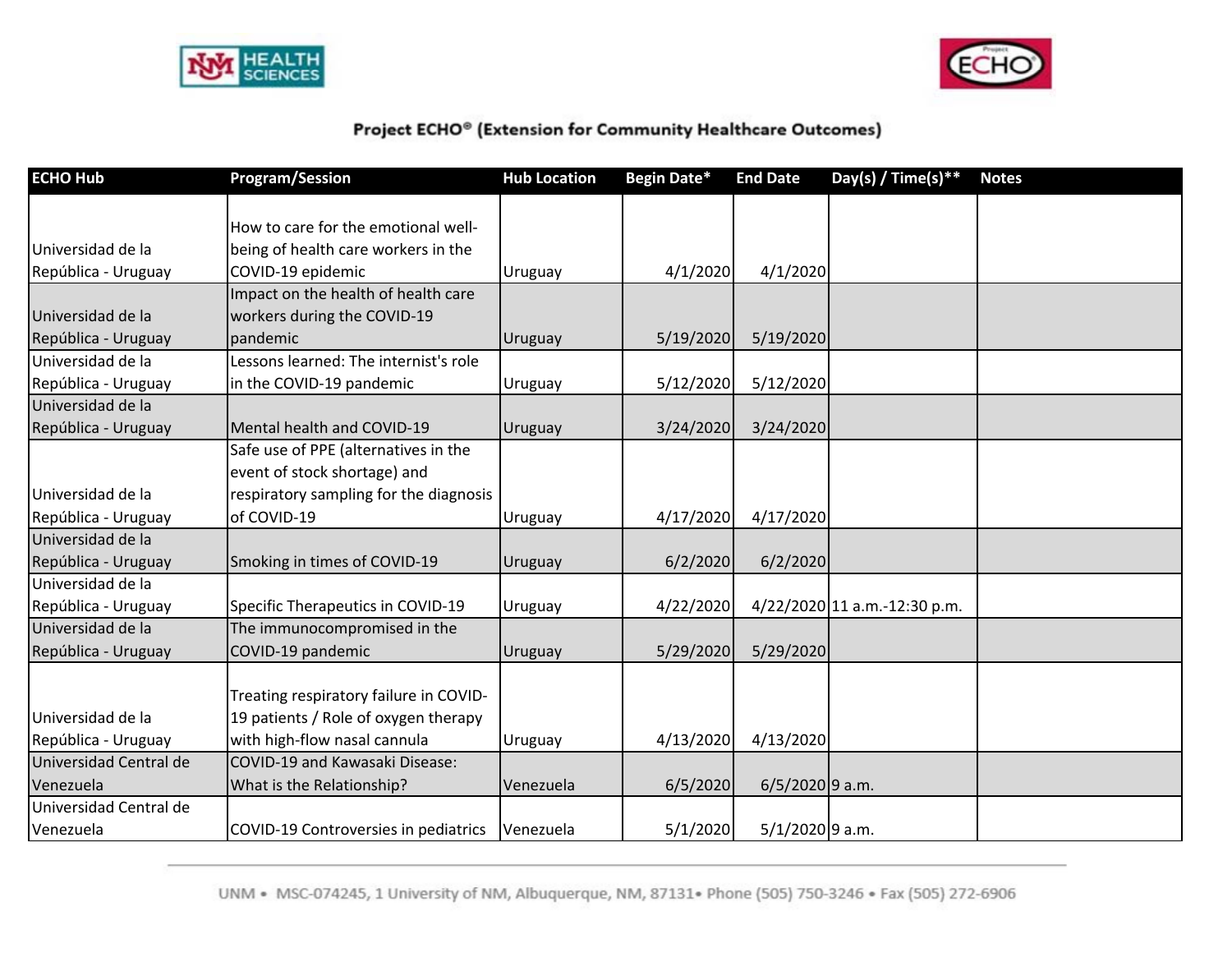## Project ECHO® (Extension for Community Healthcare Outcomes)

| ECHO Hub | Program/Session | Hub Location | Begin Date* | End Date | Day(s) / Time(s)** | Notes |
|---|---|---|---|---|---|---|
| Universidad de la República - Uruguay | How to care for the emotional well-being of health care workers in the COVID-19 epidemic | Uruguay | 4/1/2020 | 4/1/2020 | | |
| Universidad de la República - Uruguay | Impact on the health of health care workers during the COVID-19 pandemic | Uruguay | 5/19/2020 | 5/19/2020 | | |
| Universidad de la República - Uruguay | Lessons learned: The internist's role in the COVID-19 pandemic | Uruguay | 5/12/2020 | 5/12/2020 | | |
| Universidad de la República - Uruguay | Mental health and COVID-19 | Uruguay | 3/24/2020 | 3/24/2020 | | |
| Universidad de la República - Uruguay | Safe use of PPE (alternatives in the event of stock shortage) and respiratory sampling for the diagnosis of COVID-19 | Uruguay | 4/17/2020 | 4/17/2020 | | |
| Universidad de la República - Uruguay | Smoking in times of COVID-19 | Uruguay | 6/2/2020 | 6/2/2020 | | |
| Universidad de la República - Uruguay | Specific Therapeutics in COVID-19 | Uruguay | 4/22/2020 | 4/22/2020 | 11 a.m.-12:30 p.m. | |
| Universidad de la República - Uruguay | The immunocompromised in the COVID-19 pandemic | Uruguay | 5/29/2020 | 5/29/2020 | | |
| Universidad de la República - Uruguay | Treating respiratory failure in COVID-19 patients / Role of oxygen therapy with high-flow nasal cannula | Uruguay | 4/13/2020 | 4/13/2020 | | |
| Universidad Central de Venezuela | COVID-19 and Kawasaki Disease: What is the Relationship? | Venezuela | 6/5/2020 | 6/5/2020 | 9 a.m. | |
| Universidad Central de Venezuela | COVID-19 Controversies in pediatrics | Venezuela | 5/1/2020 | 5/1/2020 | 9 a.m. | |

UNM • MSC-074245, 1 University of NM, Albuquerque, NM, 87131• Phone (505) 750-3246 • Fax (505) 272-6906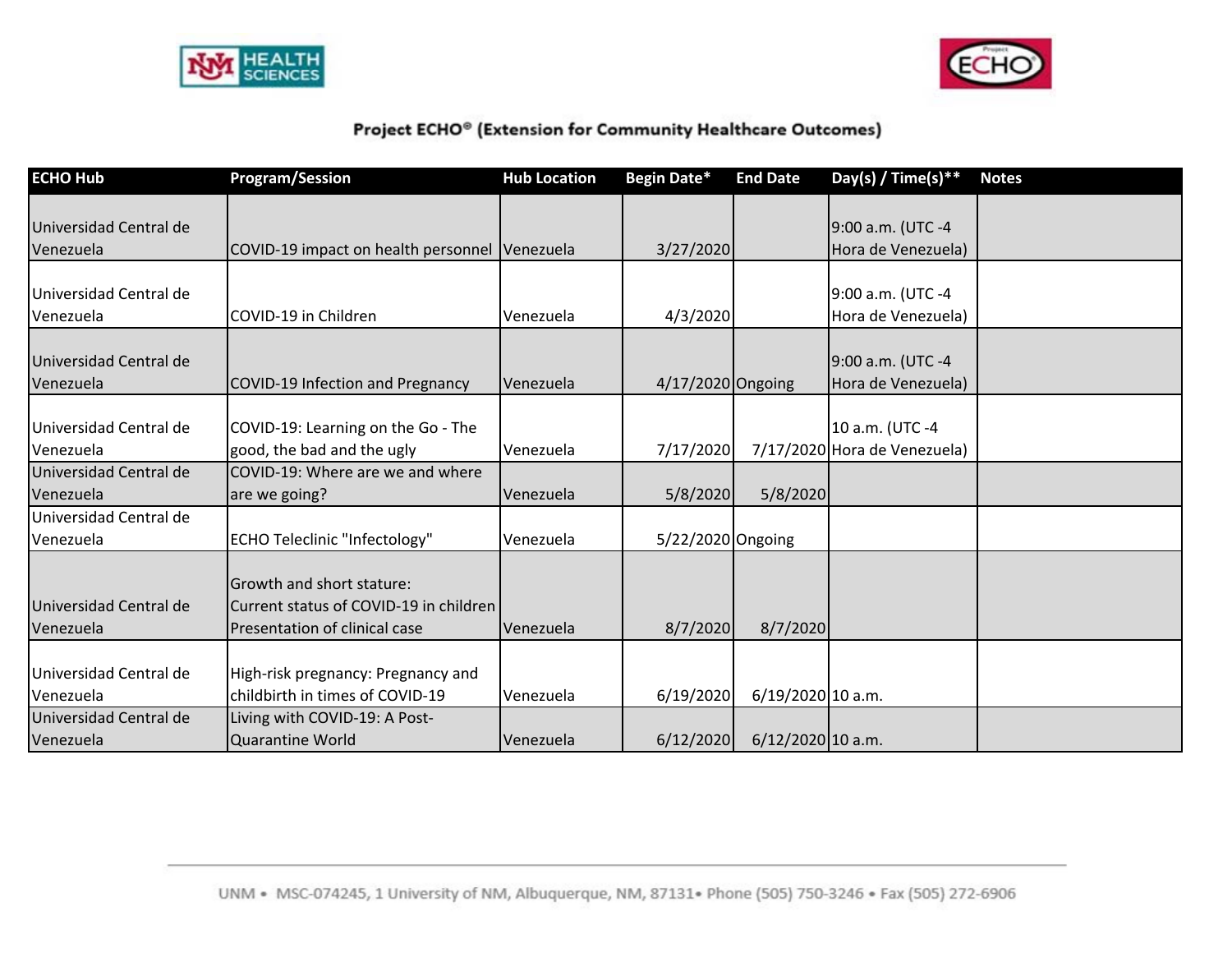Project ECHO® (Extension for Community Healthcare Outcomes)

| ECHO Hub | Program/Session | Hub Location | Begin Date* | End Date | Day(s) / Time(s)** | Notes |
|---|---|---|---|---|---|---|
| Universidad Central de Venezuela | COVID-19 impact on health personnel | Venezuela | 3/27/2020 | | 9:00 a.m. (UTC -4 Hora de Venezuela) | |
| Universidad Central de Venezuela | COVID-19 in Children | Venezuela | 4/3/2020 | | 9:00 a.m. (UTC -4 Hora de Venezuela) | |
| Universidad Central de Venezuela | COVID-19 Infection and Pregnancy | Venezuela | 4/17/2020 | Ongoing | 9:00 a.m. (UTC -4 Hora de Venezuela) | |
| Universidad Central de Venezuela | COVID-19: Learning on the Go - The good, the bad and the ugly | Venezuela | 7/17/2020 | 7/17/2020 | 10 a.m. (UTC -4 Hora de Venezuela) | |
| Universidad Central de Venezuela | COVID-19: Where are we and where are we going? | Venezuela | 5/8/2020 | 5/8/2020 | | |
| Universidad Central de Venezuela | ECHO Teleclinic "Infectology" | Venezuela | 5/22/2020 | Ongoing | | |
| Universidad Central de Venezuela | Growth and short stature: Current status of COVID-19 in children Presentation of clinical case | Venezuela | 8/7/2020 | 8/7/2020 | | |
| Universidad Central de Venezuela | High-risk pregnancy: Pregnancy and childbirth in times of COVID-19 | Venezuela | 6/19/2020 | 6/19/2020 | 10 a.m. | |
| Universidad Central de Venezuela | Living with COVID-19: A Post-Quarantine World | Venezuela | 6/12/2020 | 6/12/2020 | 10 a.m. | |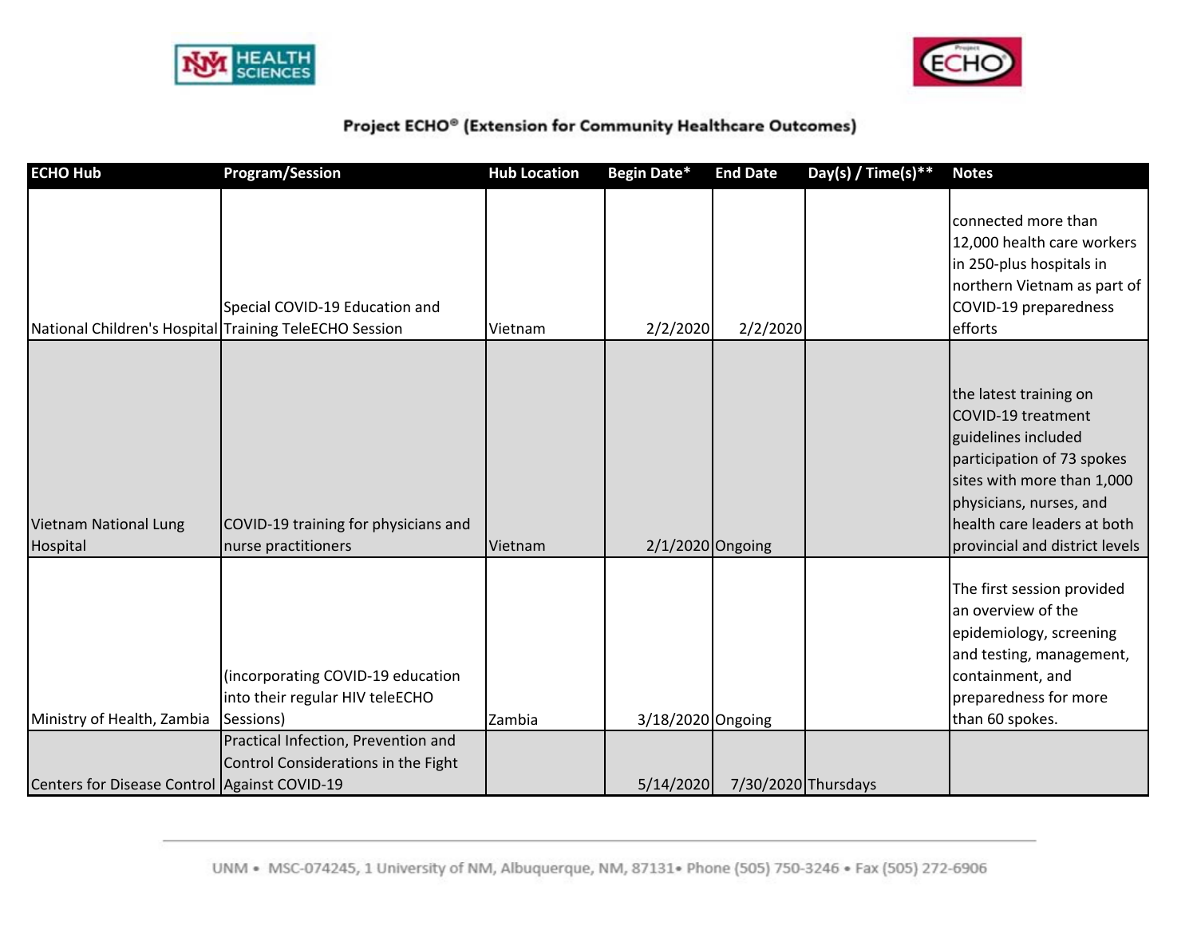**Project ECHO® (Extension for Community Healthcare Outcomes)**

| ECHO Hub | Program/Session | Hub Location | Begin Date* | End Date | Day(s) / Time(s)** | Notes |
|---|---|---|---|---|---|---|
| National Children's Hospital | Special COVID-19 Education and Training TeleECHO Session | Vietnam | 2/2/2020 | 2/2/2020 | | connected more than 12,000 health care workers in 250-plus hospitals in northern Vietnam as part of COVID-19 preparedness efforts |
| Vietnam National Lung Hospital | COVID-19 training for physicians and nurse practitioners | Vietnam | 2/1/2020 | Ongoing | | the latest training on COVID-19 treatment guidelines included participation of 73 spokes sites with more than 1,000 physicians, nurses, and health care leaders at both provincial and district levels |
| Ministry of Health, Zambia | (incorporating COVID-19 education into their regular HIV teleECHO Sessions) | Zambia | 3/18/2020 | Ongoing | | The first session provided an overview of the epidemiology, screening and testing, management, containment, and preparedness for more than 60 spokes. |
| Centers for Disease Control | Practical Infection, Prevention and Control Considerations in the Fight Against COVID-19 | | 5/14/2020 | 7/30/2020 | Thursdays | |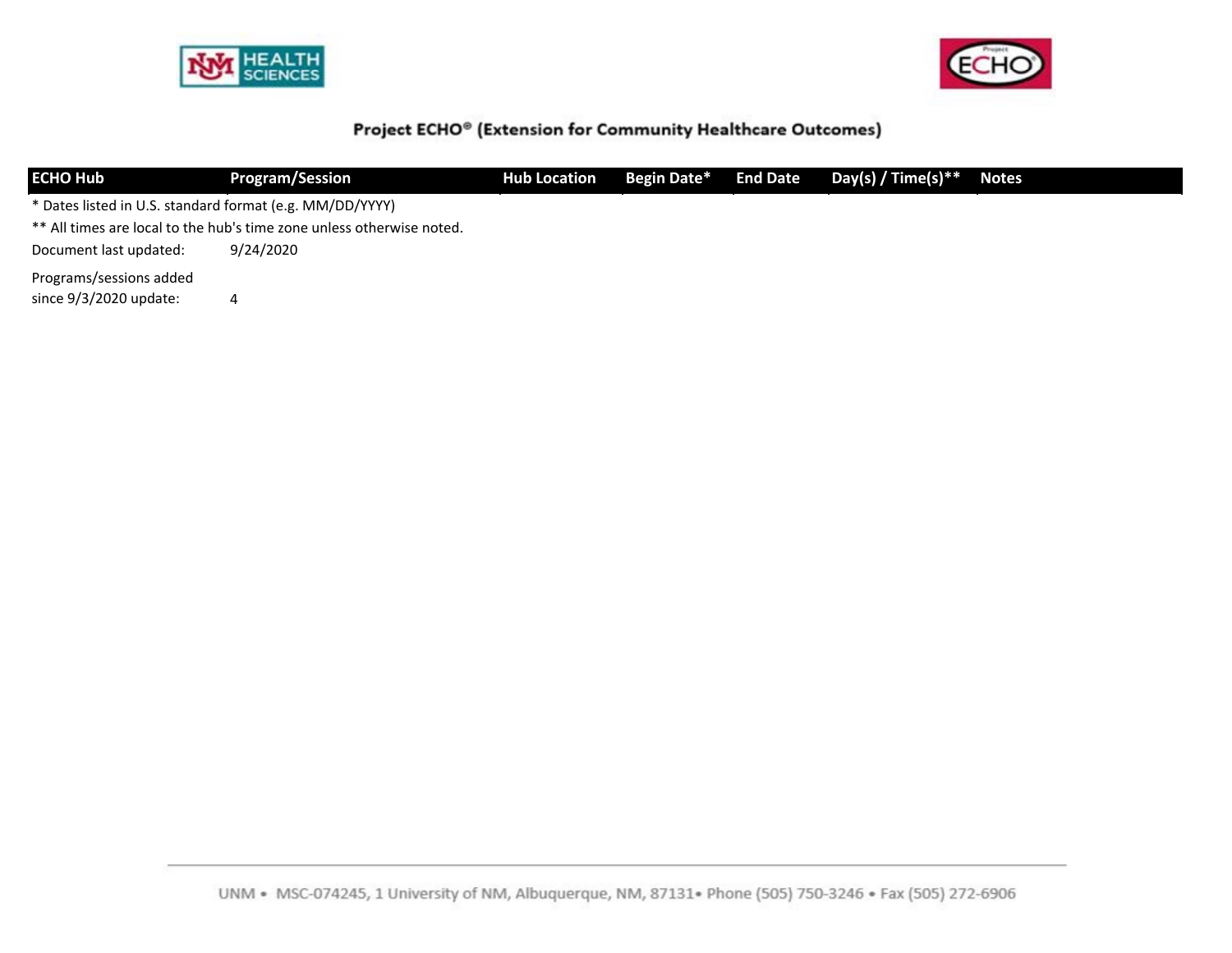## Project ECHO® (Extension for Community Healthcare Outcomes)

| ECHO Hub | Program/Session | Hub Location | Begin Date* | End Date | Day(s) / Time(s)** | Notes |
|---|---|---|---|---|---|---|

* Dates listed in U.S. standard format (e.g. MM/DD/YYYY)

** All times are local to the hub's time zone unless otherwise noted.

Document last updated: 9/24/2020

Programs/sessions added since 9/3/2020 update: 4